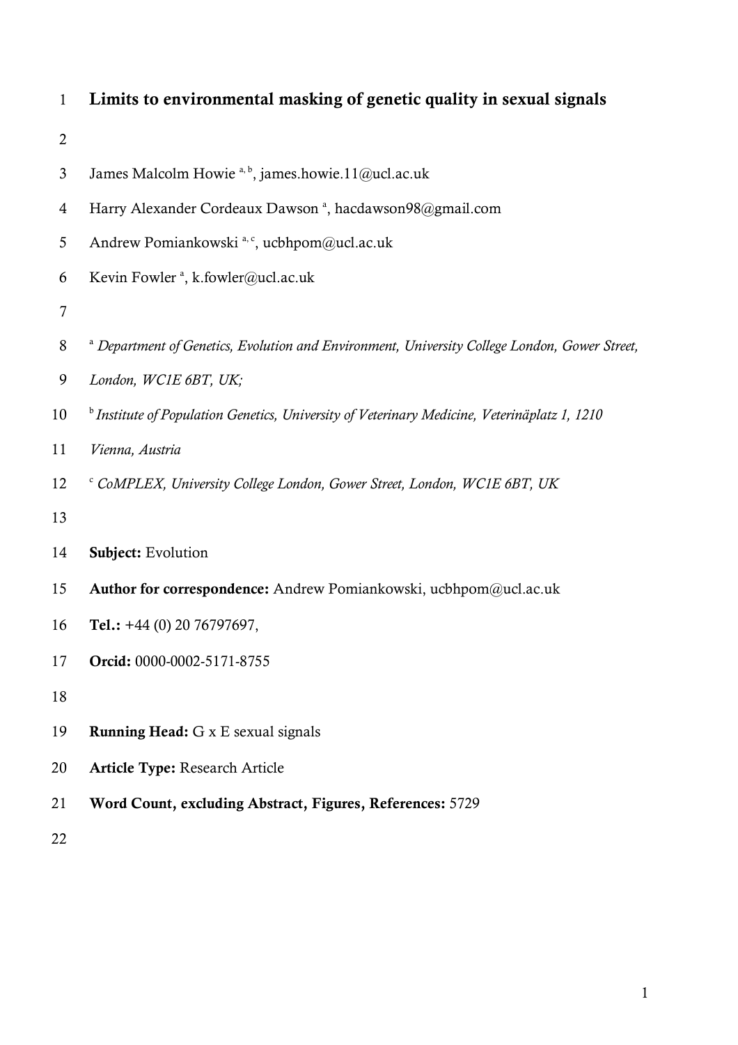# Limits to environmental masking of genetic quality in sexual signals

James Malcolm Howie [a, b], james.howie.11@ucl.ac.uk

Harry Alexander Cordeaux Dawson [a], hacdawson98@gmail.com

Andrew Pomiankowski [a, c], ucbhpom@ucl.ac.uk

Kevin Fowler [a], k.fowler@ucl.ac.uk

[a] *Department of Genetics, Evolution and Environment, University College London, Gower Street, London, WC1E 6BT, UK;*

[b] *Institute of Population Genetics, University of Veterinary Medicine, Veterinäplatz 1, 1210 Vienna, Austria*

[c] *CoMPLEX, University College London, Gower Street, London, WC1E 6BT, UK*

**Subject:** Evolution

**Author for correspondence:** Andrew Pomiankowski, ucbhpom@ucl.ac.uk

**Tel.:** +44 (0) 20 76797697,

**Orcid:** 0000-0002-5171-8755

**Running Head:** G x E sexual signals

**Article Type:** Research Article

**Word Count, excluding Abstract, Figures, References:** 5729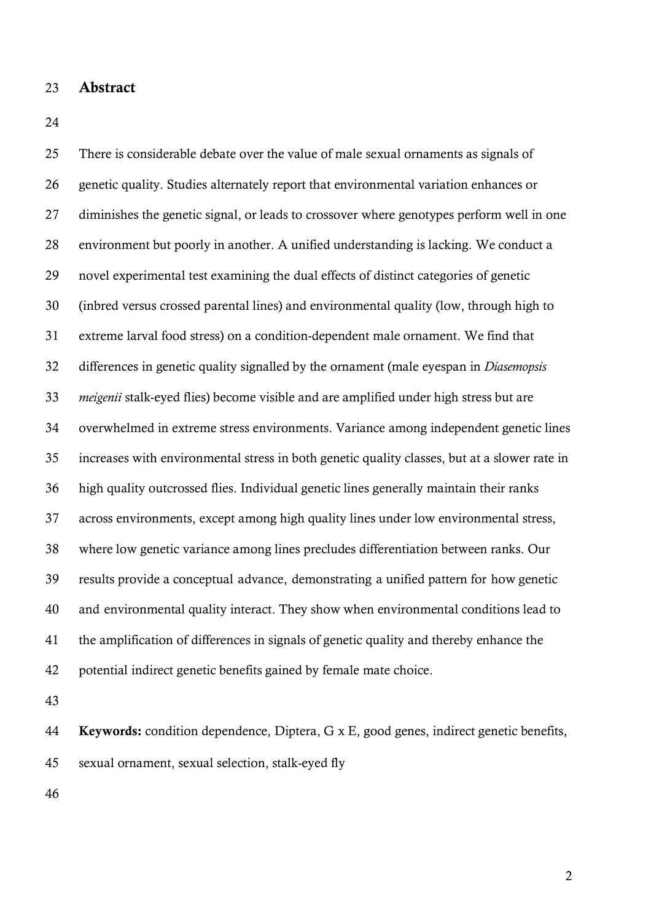## Abstract

There is considerable debate over the value of male sexual ornaments as signals of genetic quality. Studies alternately report that environmental variation enhances or diminishes the genetic signal, or leads to crossover where genotypes perform well in one environment but poorly in another. A unified understanding is lacking. We conduct a novel experimental test examining the dual effects of distinct categories of genetic (inbred versus crossed parental lines) and environmental quality (low, through high to extreme larval food stress) on a condition-dependent male ornament. We find that differences in genetic quality signalled by the ornament (male eyespan in *Diasemopsis meigenii* stalk-eyed flies) become visible and are amplified under high stress but are overwhelmed in extreme stress environments. Variance among independent genetic lines increases with environmental stress in both genetic quality classes, but at a slower rate in high quality outcrossed flies. Individual genetic lines generally maintain their ranks across environments, except among high quality lines under low environmental stress, where low genetic variance among lines precludes differentiation between ranks. Our results provide a conceptual advance, demonstrating a unified pattern for how genetic and environmental quality interact. They show when environmental conditions lead to the amplification of differences in signals of genetic quality and thereby enhance the potential indirect genetic benefits gained by female mate choice.

**Keywords:** condition dependence, Diptera, G x E, good genes, indirect genetic benefits, sexual ornament, sexual selection, stalk-eyed fly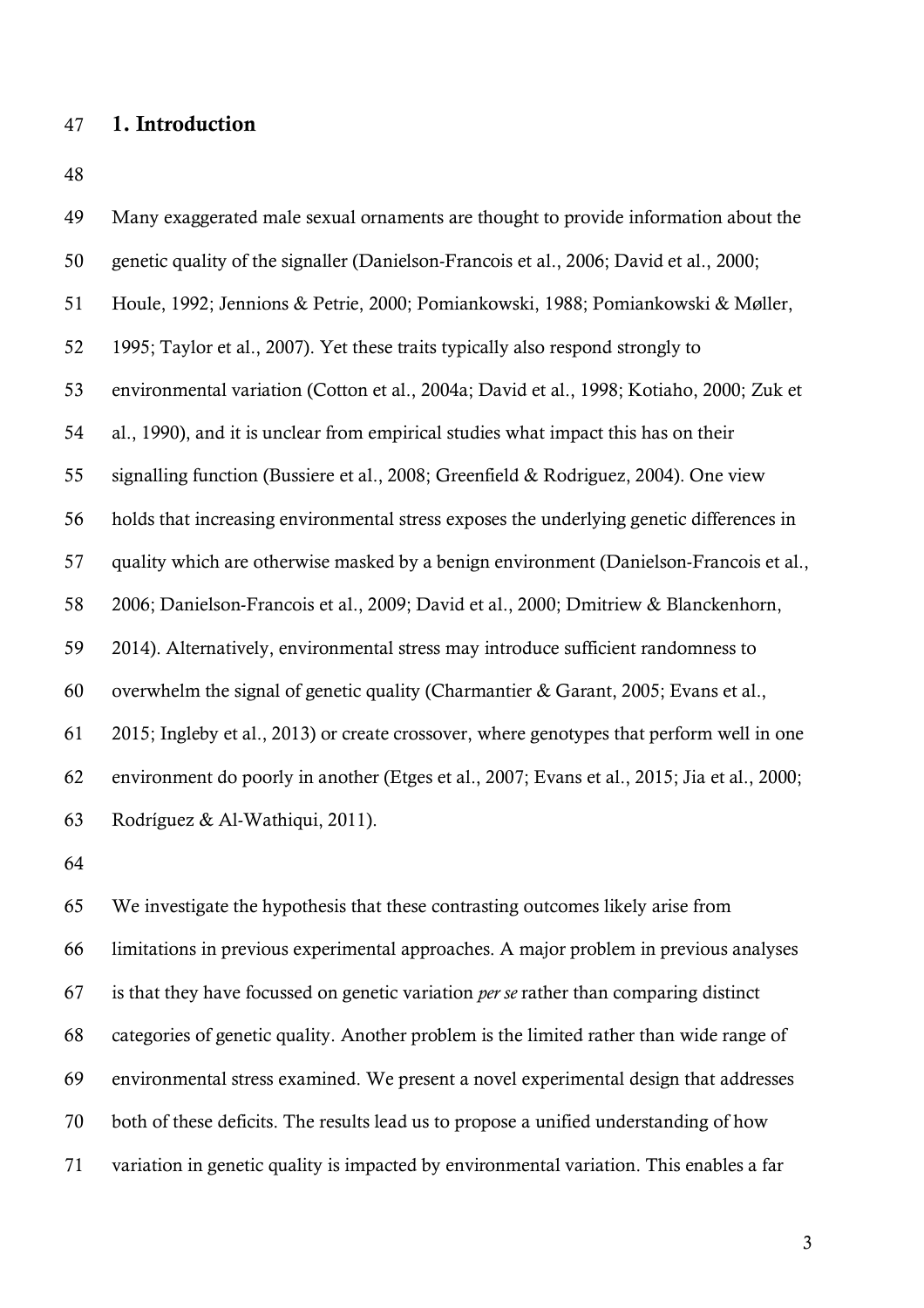## 1. Introduction

Many exaggerated male sexual ornaments are thought to provide information about the genetic quality of the signaller (Danielson-Francois et al., 2006; David et al., 2000; Houle, 1992; Jennions & Petrie, 2000; Pomiankowski, 1988; Pomiankowski & Møller, 1995; Taylor et al., 2007). Yet these traits typically also respond strongly to environmental variation (Cotton et al., 2004a; David et al., 1998; Kotiaho, 2000; Zuk et al., 1990), and it is unclear from empirical studies what impact this has on their signalling function (Bussiere et al., 2008; Greenfield & Rodriguez, 2004). One view holds that increasing environmental stress exposes the underlying genetic differences in quality which are otherwise masked by a benign environment (Danielson-Francois et al., 2006; Danielson-Francois et al., 2009; David et al., 2000; Dmitriew & Blanckenhorn, 2014). Alternatively, environmental stress may introduce sufficient randomness to overwhelm the signal of genetic quality (Charmantier & Garant, 2005; Evans et al., 2015; Ingleby et al., 2013) or create crossover, where genotypes that perform well in one environment do poorly in another (Etges et al., 2007; Evans et al., 2015; Jia et al., 2000; Rodríguez & Al-Wathiqui, 2011).

We investigate the hypothesis that these contrasting outcomes likely arise from limitations in previous experimental approaches. A major problem in previous analyses is that they have focussed on genetic variation *per se* rather than comparing distinct categories of genetic quality. Another problem is the limited rather than wide range of environmental stress examined. We present a novel experimental design that addresses both of these deficits. The results lead us to propose a unified understanding of how variation in genetic quality is impacted by environmental variation. This enables a far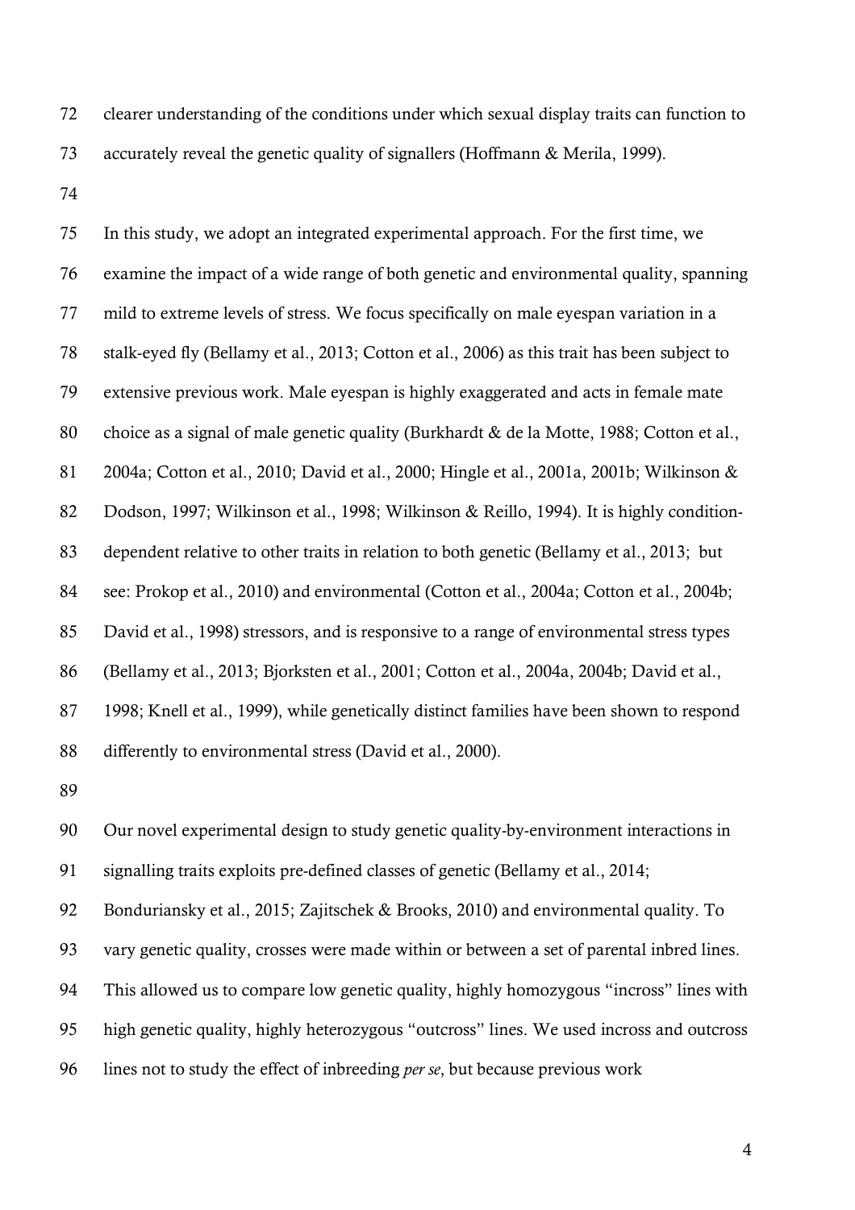clearer understanding of the conditions under which sexual display traits can function to accurately reveal the genetic quality of signallers (Hoffmann & Merila, 1999).

In this study, we adopt an integrated experimental approach. For the first time, we examine the impact of a wide range of both genetic and environmental quality, spanning mild to extreme levels of stress. We focus specifically on male eyespan variation in a stalk-eyed fly (Bellamy et al., 2013; Cotton et al., 2006) as this trait has been subject to extensive previous work. Male eyespan is highly exaggerated and acts in female mate choice as a signal of male genetic quality (Burkhardt & de la Motte, 1988; Cotton et al., 2004a; Cotton et al., 2010; David et al., 2000; Hingle et al., 2001a, 2001b; Wilkinson & Dodson, 1997; Wilkinson et al., 1998; Wilkinson & Reillo, 1994). It is highly condition-dependent relative to other traits in relation to both genetic (Bellamy et al., 2013; but see: Prokop et al., 2010) and environmental (Cotton et al., 2004a; Cotton et al., 2004b; David et al., 1998) stressors, and is responsive to a range of environmental stress types (Bellamy et al., 2013; Bjorksten et al., 2001; Cotton et al., 2004a, 2004b; David et al., 1998; Knell et al., 1999), while genetically distinct families have been shown to respond differently to environmental stress (David et al., 2000).

Our novel experimental design to study genetic quality-by-environment interactions in signalling traits exploits pre-defined classes of genetic (Bellamy et al., 2014; Bonduriansky et al., 2015; Zajitschek & Brooks, 2010) and environmental quality. To vary genetic quality, crosses were made within or between a set of parental inbred lines. This allowed us to compare low genetic quality, highly homozygous "incross" lines with high genetic quality, highly heterozygous "outcross" lines. We used incross and outcross lines not to study the effect of inbreeding *per se*, but because previous work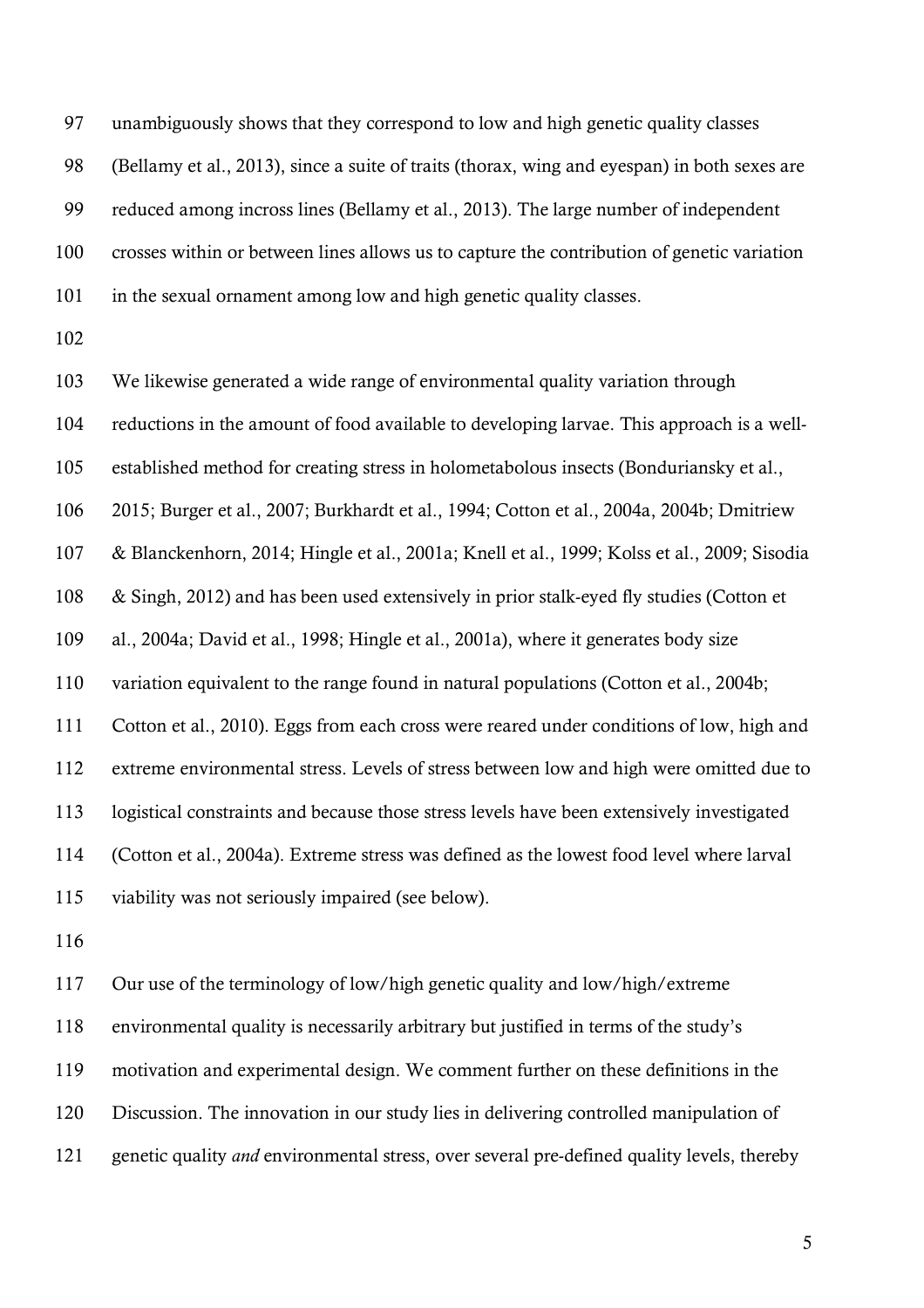unambiguously shows that they correspond to low and high genetic quality classes (Bellamy et al., 2013), since a suite of traits (thorax, wing and eyespan) in both sexes are reduced among incross lines (Bellamy et al., 2013). The large number of independent crosses within or between lines allows us to capture the contribution of genetic variation in the sexual ornament among low and high genetic quality classes.

We likewise generated a wide range of environmental quality variation through reductions in the amount of food available to developing larvae. This approach is a well-established method for creating stress in holometabolous insects (Bonduriansky et al., 2015; Burger et al., 2007; Burkhardt et al., 1994; Cotton et al., 2004a, 2004b; Dmitriew & Blanckenhorn, 2014; Hingle et al., 2001a; Knell et al., 1999; Kolss et al., 2009; Sisodia & Singh, 2012) and has been used extensively in prior stalk-eyed fly studies (Cotton et al., 2004a; David et al., 1998; Hingle et al., 2001a), where it generates body size variation equivalent to the range found in natural populations (Cotton et al., 2004b; Cotton et al., 2010). Eggs from each cross were reared under conditions of low, high and extreme environmental stress. Levels of stress between low and high were omitted due to logistical constraints and because those stress levels have been extensively investigated (Cotton et al., 2004a). Extreme stress was defined as the lowest food level where larval viability was not seriously impaired (see below).

Our use of the terminology of low/high genetic quality and low/high/extreme environmental quality is necessarily arbitrary but justified in terms of the study's motivation and experimental design. We comment further on these definitions in the Discussion. The innovation in our study lies in delivering controlled manipulation of genetic quality *and* environmental stress, over several pre-defined quality levels, thereby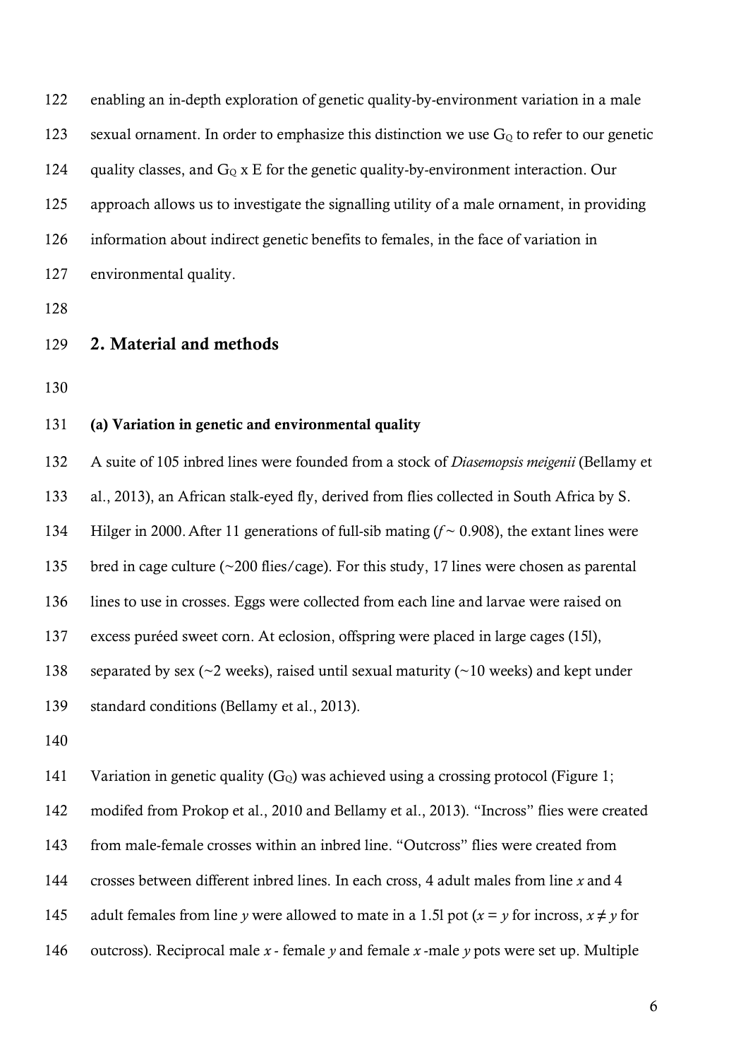enabling an in-depth exploration of genetic quality-by-environment variation in a male sexual ornament. In order to emphasize this distinction we use $G_Q$ to refer to our genetic quality classes, and $G_Q$ x E for the genetic quality-by-environment interaction. Our approach allows us to investigate the signalling utility of a male ornament, in providing information about indirect genetic benefits to females, in the face of variation in environmental quality.

## 2. Material and methods

### (a) Variation in genetic and environmental quality

A suite of 105 inbred lines were founded from a stock of *Diasemopsis meigenii* (Bellamy et al., 2013), an African stalk-eyed fly, derived from flies collected in South Africa by S. Hilger in 2000. After 11 generations of full-sib mating ($f \sim 0.908$), the extant lines were bred in cage culture (~200 flies/cage). For this study, 17 lines were chosen as parental lines to use in crosses. Eggs were collected from each line and larvae were raised on excess puréed sweet corn. At eclosion, offspring were placed in large cages (15l), separated by sex (~2 weeks), raised until sexual maturity (~10 weeks) and kept under standard conditions (Bellamy et al., 2013).

Variation in genetic quality ($G_Q$) was achieved using a crossing protocol (Figure 1; modifed from Prokop et al., 2010 and Bellamy et al., 2013). "Incross" flies were created from male-female crosses within an inbred line. "Outcross" flies were created from crosses between different inbred lines. In each cross, 4 adult males from line $x$ and 4 adult females from line $y$ were allowed to mate in a 1.5l pot ($x = y$ for incross, $x \neq y$ for outcross). Reciprocal male $x$ - female $y$ and female $x$ -male $y$ pots were set up. Multiple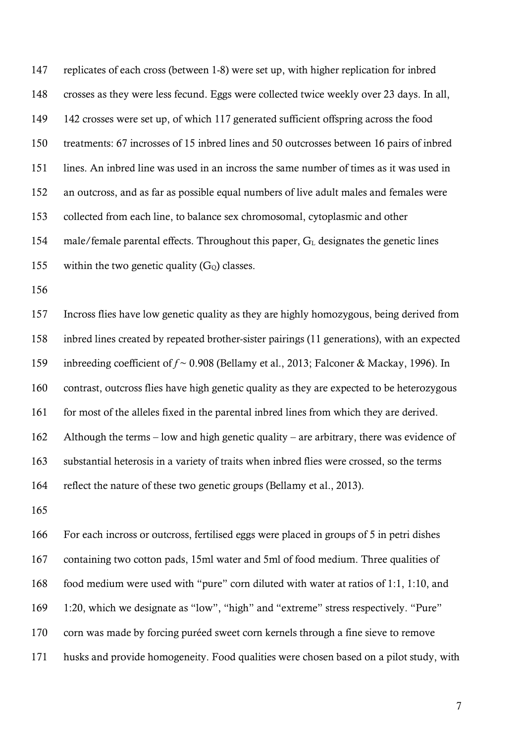replicates of each cross (between 1-8) were set up, with higher replication for inbred crosses as they were less fecund. Eggs were collected twice weekly over 23 days. In all, 142 crosses were set up, of which 117 generated sufficient offspring across the food treatments: 67 incrosses of 15 inbred lines and 50 outcrosses between 16 pairs of inbred lines. An inbred line was used in an incross the same number of times as it was used in an outcross, and as far as possible equal numbers of live adult males and females were collected from each line, to balance sex chromosomal, cytoplasmic and other male/female parental effects. Throughout this paper, $G_L$ designates the genetic lines within the two genetic quality ($G_Q$) classes.

Incross flies have low genetic quality as they are highly homozygous, being derived from inbred lines created by repeated brother-sister pairings (11 generations), with an expected inbreeding coefficient of $f \sim 0.908$ (Bellamy et al., 2013; Falconer & Mackay, 1996). In contrast, outcross flies have high genetic quality as they are expected to be heterozygous for most of the alleles fixed in the parental inbred lines from which they are derived. Although the terms – low and high genetic quality – are arbitrary, there was evidence of substantial heterosis in a variety of traits when inbred flies were crossed, so the terms reflect the nature of these two genetic groups (Bellamy et al., 2013).

For each incross or outcross, fertilised eggs were placed in groups of 5 in petri dishes containing two cotton pads, 15ml water and 5ml of food medium. Three qualities of food medium were used with "pure" corn diluted with water at ratios of 1:1, 1:10, and 1:20, which we designate as "low", "high" and "extreme" stress respectively. "Pure" corn was made by forcing puréed sweet corn kernels through a fine sieve to remove husks and provide homogeneity. Food qualities were chosen based on a pilot study, with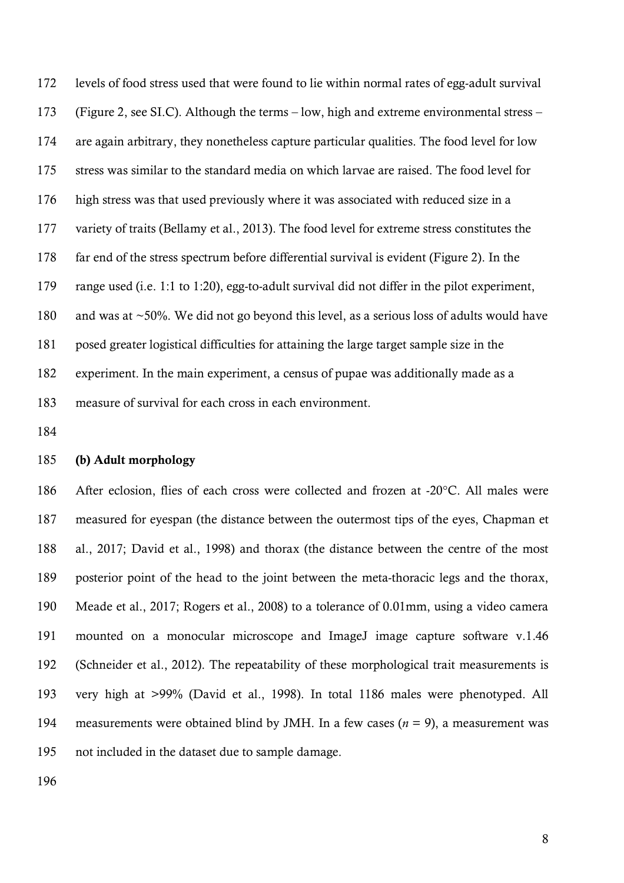levels of food stress used that were found to lie within normal rates of egg-adult survival (Figure 2, see SI.C). Although the terms – low, high and extreme environmental stress – are again arbitrary, they nonetheless capture particular qualities. The food level for low stress was similar to the standard media on which larvae are raised. The food level for high stress was that used previously where it was associated with reduced size in a variety of traits (Bellamy et al., 2013). The food level for extreme stress constitutes the far end of the stress spectrum before differential survival is evident (Figure 2). In the range used (i.e. 1:1 to 1:20), egg-to-adult survival did not differ in the pilot experiment, and was at ~50%. We did not go beyond this level, as a serious loss of adults would have posed greater logistical difficulties for attaining the large target sample size in the experiment. In the main experiment, a census of pupae was additionally made as a measure of survival for each cross in each environment.

### (b) Adult morphology

After eclosion, flies of each cross were collected and frozen at -20°C. All males were measured for eyespan (the distance between the outermost tips of the eyes, Chapman et al., 2017; David et al., 1998) and thorax (the distance between the centre of the most posterior point of the head to the joint between the meta-thoracic legs and the thorax, Meade et al., 2017; Rogers et al., 2008) to a tolerance of 0.01mm, using a video camera mounted on a monocular microscope and ImageJ image capture software v.1.46 (Schneider et al., 2012). The repeatability of these morphological trait measurements is very high at >99% (David et al., 1998). In total 1186 males were phenotyped. All measurements were obtained blind by JMH. In a few cases ($n$ = 9), a measurement was not included in the dataset due to sample damage.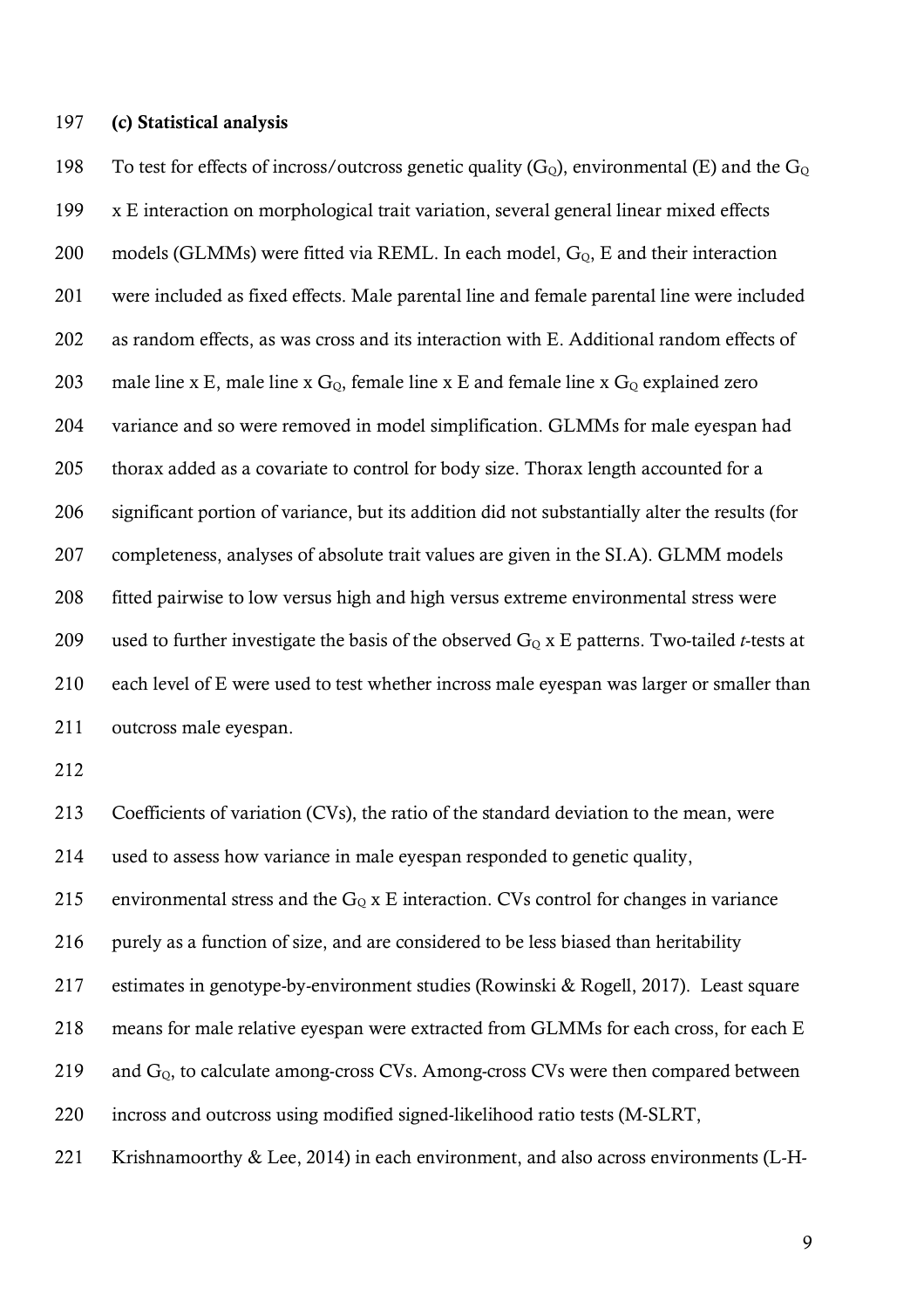**(c) Statistical analysis**

To test for effects of incross/outcross genetic quality ($G_Q$), environmental (E) and the $G_Q$ x E interaction on morphological trait variation, several general linear mixed effects models (GLMMs) were fitted via REML. In each model, $G_Q$, E and their interaction were included as fixed effects. Male parental line and female parental line were included as random effects, as was cross and its interaction with E. Additional random effects of male line x E, male line x $G_Q$, female line x E and female line x $G_Q$ explained zero variance and so were removed in model simplification. GLMMs for male eyespan had thorax added as a covariate to control for body size. Thorax length accounted for a significant portion of variance, but its addition did not substantially alter the results (for completeness, analyses of absolute trait values are given in the SI.A). GLMM models fitted pairwise to low versus high and high versus extreme environmental stress were used to further investigate the basis of the observed $G_Q$ x E patterns. Two-tailed *t*-tests at each level of E were used to test whether incross male eyespan was larger or smaller than outcross male eyespan.

Coefficients of variation (CVs), the ratio of the standard deviation to the mean, were used to assess how variance in male eyespan responded to genetic quality, environmental stress and the $G_Q$ x E interaction. CVs control for changes in variance purely as a function of size, and are considered to be less biased than heritability estimates in genotype-by-environment studies (Rowinski & Rogell, 2017). Least square means for male relative eyespan were extracted from GLMMs for each cross, for each E and $G_Q$, to calculate among-cross CVs. Among-cross CVs were then compared between incross and outcross using modified signed-likelihood ratio tests (M-SLRT, Krishnamoorthy & Lee, 2014) in each environment, and also across environments (L-H-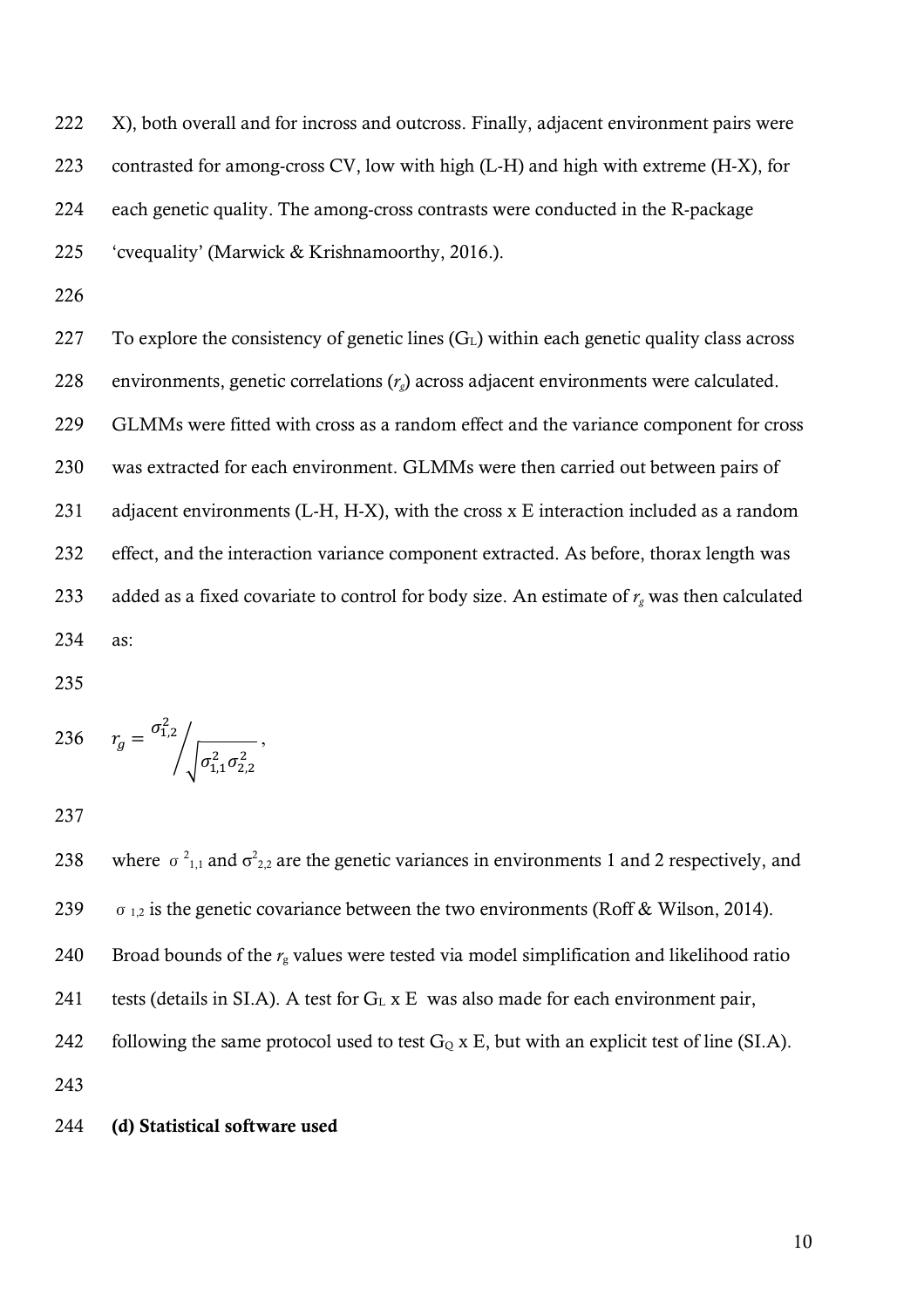X), both overall and for incross and outcross. Finally, adjacent environment pairs were contrasted for among-cross CV, low with high (L-H) and high with extreme (H-X), for each genetic quality. The among-cross contrasts were conducted in the R-package 'cvequality' (Marwick & Krishnamoorthy, 2016.).

To explore the consistency of genetic lines ($G_L$) within each genetic quality class across environments, genetic correlations ($r_g$) across adjacent environments were calculated. GLMMs were fitted with cross as a random effect and the variance component for cross was extracted for each environment. GLMMs were then carried out between pairs of adjacent environments (L-H, H-X), with the cross x E interaction included as a random effect, and the interaction variance component extracted. As before, thorax length was added as a fixed covariate to control for body size. An estimate of $r_g$ was then calculated as:

$$r_g = \sigma^2_{1,2} \Big/ \sqrt{\sigma^2_{1,1}\sigma^2_{2,2}},$$

where $\sigma^2_{1,1}$ and $\sigma^2_{2,2}$ are the genetic variances in environments 1 and 2 respectively, and $\sigma_{1,2}$ is the genetic covariance between the two environments (Roff & Wilson, 2014). Broad bounds of the $r_g$ values were tested via model simplification and likelihood ratio tests (details in SI.A). A test for $G_L$ x E was also made for each environment pair, following the same protocol used to test $G_Q$ x E, but with an explicit test of line (SI.A).

**(d) Statistical software used**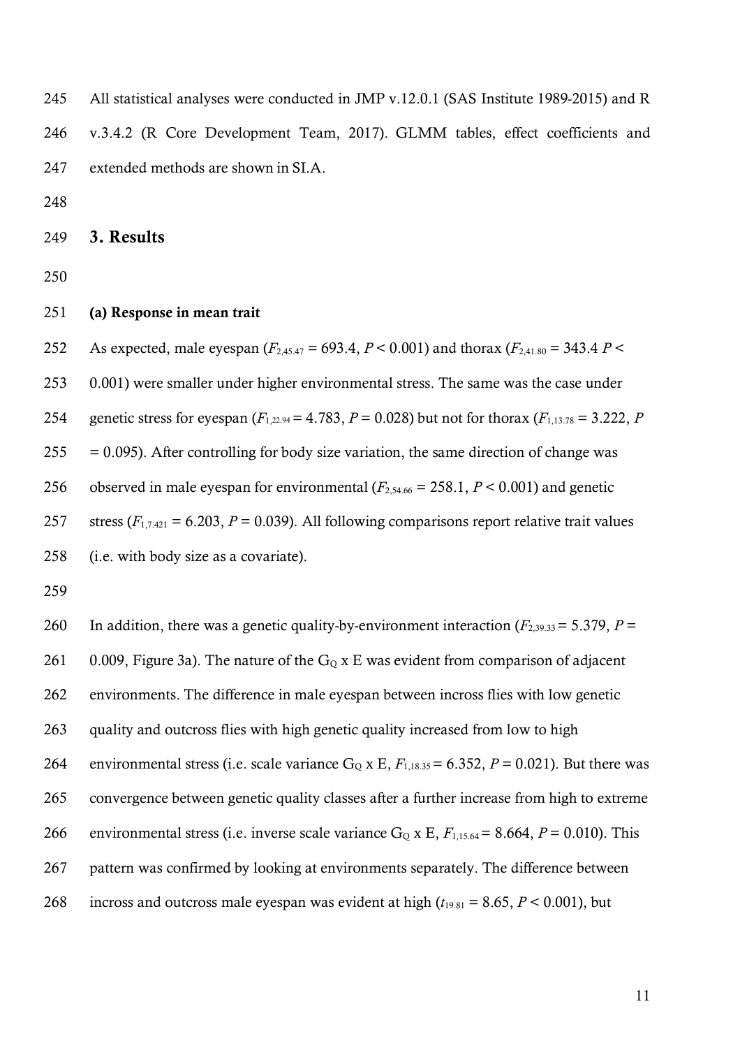All statistical analyses were conducted in JMP v.12.0.1 (SAS Institute 1989-2015) and R v.3.4.2 (R Core Development Team, 2017). GLMM tables, effect coefficients and extended methods are shown in SI.A.

## 3. Results

### (a) Response in mean trait

As expected, male eyespan ($F_{2,45.47} = 693.4$, $P < 0.001$) and thorax ($F_{2,41.80} = 343.4$ $P < 0.001$) were smaller under higher environmental stress. The same was the case under genetic stress for eyespan ($F_{1,22.94} = 4.783$, $P = 0.028$) but not for thorax ($F_{1,13.78} = 3.222$, $P = 0.095$). After controlling for body size variation, the same direction of change was observed in male eyespan for environmental ($F_{2,54.66} = 258.1$, $P < 0.001$) and genetic stress ($F_{1,7.421} = 6.203$, $P = 0.039$). All following comparisons report relative trait values (i.e. with body size as a covariate).

In addition, there was a genetic quality-by-environment interaction ($F_{2,39.33} = 5.379$, $P = 0.009$, Figure 3a). The nature of the $G_Q$ x E was evident from comparison of adjacent environments. The difference in male eyespan between incross flies with low genetic quality and outcross flies with high genetic quality increased from low to high environmental stress (i.e. scale variance $G_Q$ x E, $F_{1,18.35} = 6.352$, $P = 0.021$). But there was convergence between genetic quality classes after a further increase from high to extreme environmental stress (i.e. inverse scale variance $G_Q$ x E, $F_{1,15.64} = 8.664$, $P = 0.010$). This pattern was confirmed by looking at environments separately. The difference between incross and outcross male eyespan was evident at high ($t_{19.81} = 8.65$, $P < 0.001$), but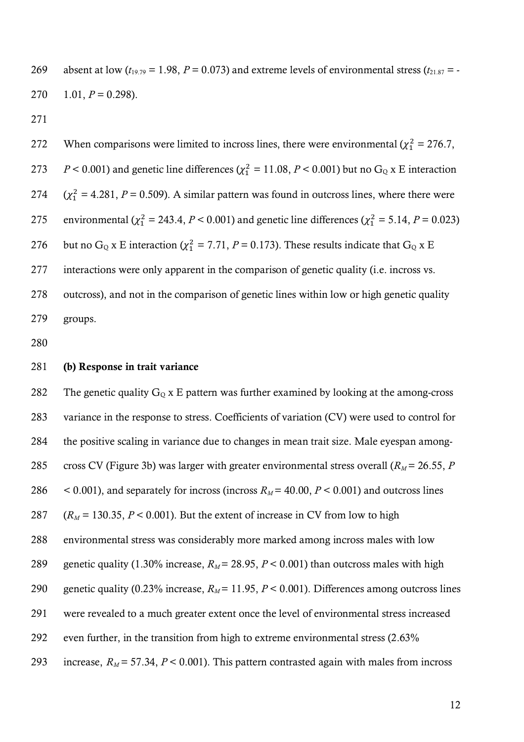absent at low ($t_{19.79}$ = 1.98, $P$ = 0.073) and extreme levels of environmental stress ($t_{21.87}$ = -1.01, $P$ = 0.298).

When comparisons were limited to incross lines, there were environmental ($\chi^2_1$ = 276.7, $P$ < 0.001) and genetic line differences ($\chi^2_1$ = 11.08, $P$ < 0.001) but no $G_Q$ x E interaction ($\chi^2_1$ = 4.281, $P$ = 0.509). A similar pattern was found in outcross lines, where there were environmental ($\chi^2_1$ = 243.4, $P$ < 0.001) and genetic line differences ($\chi^2_1$ = 5.14, $P$ = 0.023) but no $G_Q$ x E interaction ($\chi^2_1$ = 7.71, $P$ = 0.173). These results indicate that $G_Q$ x E interactions were only apparent in the comparison of genetic quality (i.e. incross vs. outcross), and not in the comparison of genetic lines within low or high genetic quality groups.

**(b) Response in trait variance**

The genetic quality $G_Q$ x E pattern was further examined by looking at the among-cross variance in the response to stress. Coefficients of variation (CV) were used to control for the positive scaling in variance due to changes in mean trait size. Male eyespan among-cross CV (Figure 3b) was larger with greater environmental stress overall ($R_M$ = 26.55, $P$ < 0.001), and separately for incross (incross $R_M$ = 40.00, $P$ < 0.001) and outcross lines ($R_M$ = 130.35, $P$ < 0.001). But the extent of increase in CV from low to high environmental stress was considerably more marked among incross males with low genetic quality (1.30% increase, $R_M$ = 28.95, $P$ < 0.001) than outcross males with high genetic quality (0.23% increase, $R_M$ = 11.95, $P$ < 0.001). Differences among outcross lines were revealed to a much greater extent once the level of environmental stress increased even further, in the transition from high to extreme environmental stress (2.63% increase, $R_M$ = 57.34, $P$ < 0.001). This pattern contrasted again with males from incross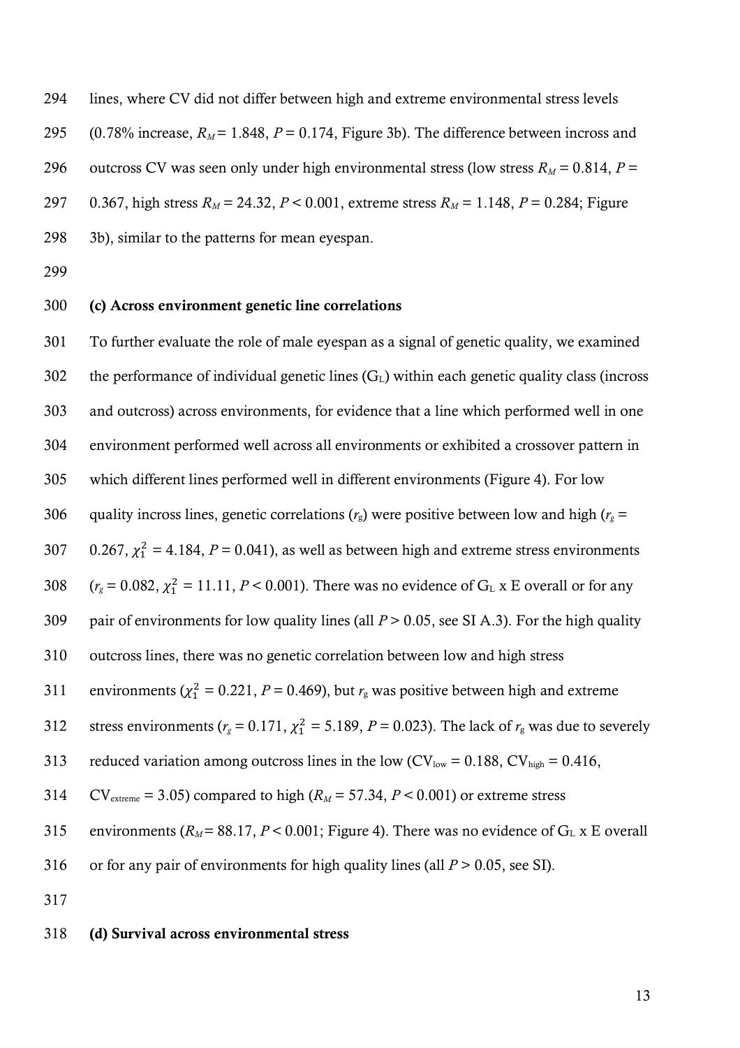lines, where CV did not differ between high and extreme environmental stress levels (0.78% increase, $R_M$ = 1.848, $P$ = 0.174, Figure 3b). The difference between incross and outcross CV was seen only under high environmental stress (low stress $R_M$ = 0.814, $P$ = 0.367, high stress $R_M$ = 24.32, $P$ < 0.001, extreme stress $R_M$ = 1.148, $P$ = 0.284; Figure 3b), similar to the patterns for mean eyespan.

### (c) Across environment genetic line correlations

To further evaluate the role of male eyespan as a signal of genetic quality, we examined the performance of individual genetic lines ($G_L$) within each genetic quality class (incross and outcross) across environments, for evidence that a line which performed well in one environment performed well across all environments or exhibited a crossover pattern in which different lines performed well in different environments (Figure 4). For low quality incross lines, genetic correlations ($r_g$) were positive between low and high ($r_g$ = 0.267, $\chi_1^2$ = 4.184, $P$ = 0.041), as well as between high and extreme stress environments ($r_g$ = 0.082, $\chi_1^2$ = 11.11, $P$ < 0.001). There was no evidence of $G_L$ x E overall or for any pair of environments for low quality lines (all $P$ > 0.05, see SI A.3). For the high quality outcross lines, there was no genetic correlation between low and high stress environments ($\chi_1^2$ = 0.221, $P$ = 0.469), but $r_g$ was positive between high and extreme stress environments ($r_g$ = 0.171, $\chi_1^2$ = 5.189, $P$ = 0.023). The lack of $r_g$ was due to severely reduced variation among outcross lines in the low ($CV_{low}$ = 0.188, $CV_{high}$ = 0.416, $CV_{extreme}$ = 3.05) compared to high ($R_M$ = 57.34, $P$ < 0.001) or extreme stress environments ($R_M$ = 88.17, $P$ < 0.001; Figure 4). There was no evidence of $G_L$ x E overall or for any pair of environments for high quality lines (all $P$ > 0.05, see SI).

### (d) Survival across environmental stress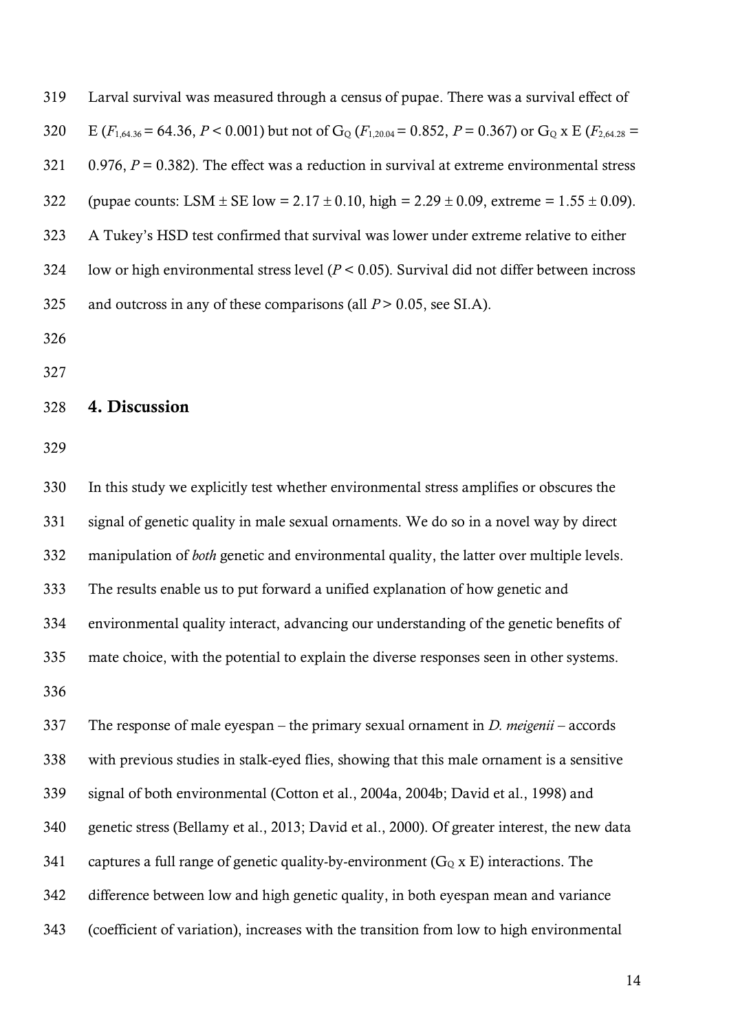Larval survival was measured through a census of pupae. There was a survival effect of E ($F_{1,64.36} = 64.36$, $P < 0.001$) but not of $G_Q$ ($F_{1,20.04} = 0.852$, $P = 0.367$) or $G_Q$ x E ($F_{2,64.28} = 0.976$, $P = 0.382$). The effect was a reduction in survival at extreme environmental stress (pupae counts: LSM ± SE low = 2.17 ± 0.10, high = 2.29 ± 0.09, extreme = 1.55 ± 0.09). A Tukey's HSD test confirmed that survival was lower under extreme relative to either low or high environmental stress level ($P < 0.05$). Survival did not differ between incross and outcross in any of these comparisons (all $P > 0.05$, see SI.A).

## 4. Discussion

In this study we explicitly test whether environmental stress amplifies or obscures the signal of genetic quality in male sexual ornaments. We do so in a novel way by direct manipulation of *both* genetic and environmental quality, the latter over multiple levels. The results enable us to put forward a unified explanation of how genetic and environmental quality interact, advancing our understanding of the genetic benefits of mate choice, with the potential to explain the diverse responses seen in other systems.

The response of male eyespan – the primary sexual ornament in *D. meigenii* – accords with previous studies in stalk-eyed flies, showing that this male ornament is a sensitive signal of both environmental (Cotton et al., 2004a, 2004b; David et al., 1998) and genetic stress (Bellamy et al., 2013; David et al., 2000). Of greater interest, the new data captures a full range of genetic quality-by-environment ($G_Q$ x E) interactions. The difference between low and high genetic quality, in both eyespan mean and variance (coefficient of variation), increases with the transition from low to high environmental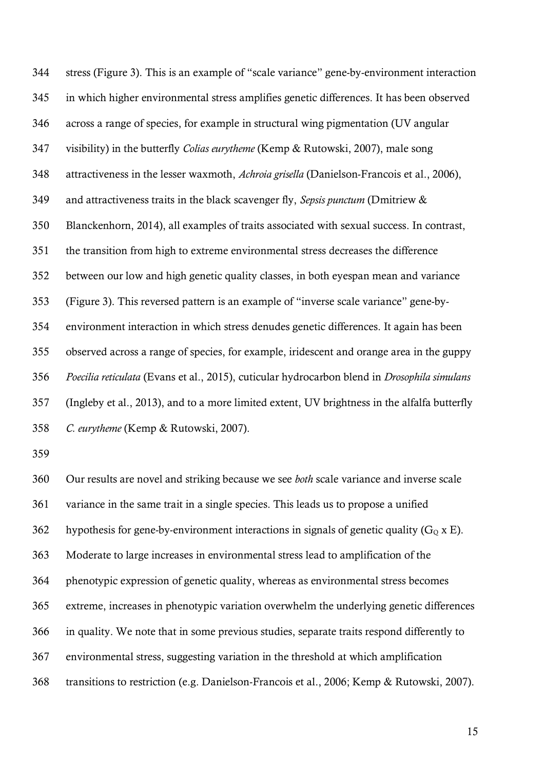stress (Figure 3). This is an example of "scale variance" gene-by-environment interaction in which higher environmental stress amplifies genetic differences. It has been observed across a range of species, for example in structural wing pigmentation (UV angular visibility) in the butterfly *Colias eurytheme* (Kemp & Rutowski, 2007), male song attractiveness in the lesser waxmoth, *Achroia grisella* (Danielson-Francois et al., 2006), and attractiveness traits in the black scavenger fly, *Sepsis punctum* (Dmitriew & Blanckenhorn, 2014), all examples of traits associated with sexual success. In contrast, the transition from high to extreme environmental stress decreases the difference between our low and high genetic quality classes, in both eyespan mean and variance (Figure 3). This reversed pattern is an example of "inverse scale variance" gene-by-environment interaction in which stress denudes genetic differences. It again has been observed across a range of species, for example, iridescent and orange area in the guppy *Poecilia reticulata* (Evans et al., 2015), cuticular hydrocarbon blend in *Drosophila simulans* (Ingleby et al., 2013), and to a more limited extent, UV brightness in the alfalfa butterfly *C. eurytheme* (Kemp & Rutowski, 2007).

Our results are novel and striking because we see *both* scale variance and inverse scale variance in the same trait in a single species. This leads us to propose a unified hypothesis for gene-by-environment interactions in signals of genetic quality ($G_Q$ x E). Moderate to large increases in environmental stress lead to amplification of the phenotypic expression of genetic quality, whereas as environmental stress becomes extreme, increases in phenotypic variation overwhelm the underlying genetic differences in quality. We note that in some previous studies, separate traits respond differently to environmental stress, suggesting variation in the threshold at which amplification transitions to restriction (e.g. Danielson-Francois et al., 2006; Kemp & Rutowski, 2007).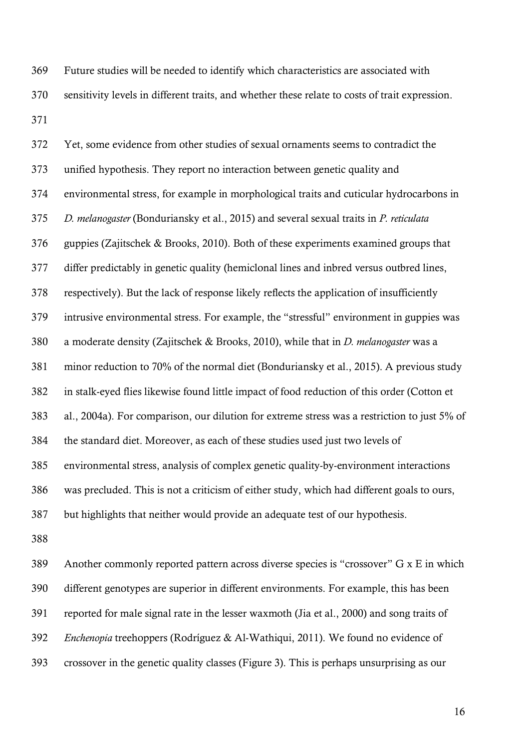Future studies will be needed to identify which characteristics are associated with sensitivity levels in different traits, and whether these relate to costs of trait expression.

Yet, some evidence from other studies of sexual ornaments seems to contradict the unified hypothesis. They report no interaction between genetic quality and environmental stress, for example in morphological traits and cuticular hydrocarbons in *D. melanogaster* (Bonduriansky et al., 2015) and several sexual traits in *P. reticulata* guppies (Zajitschek & Brooks, 2010). Both of these experiments examined groups that differ predictably in genetic quality (hemiclonal lines and inbred versus outbred lines, respectively). But the lack of response likely reflects the application of insufficiently intrusive environmental stress. For example, the "stressful" environment in guppies was a moderate density (Zajitschek & Brooks, 2010), while that in *D. melanogaster* was a minor reduction to 70% of the normal diet (Bonduriansky et al., 2015). A previous study in stalk-eyed flies likewise found little impact of food reduction of this order (Cotton et al., 2004a). For comparison, our dilution for extreme stress was a restriction to just 5% of the standard diet. Moreover, as each of these studies used just two levels of environmental stress, analysis of complex genetic quality-by-environment interactions was precluded. This is not a criticism of either study, which had different goals to ours, but highlights that neither would provide an adequate test of our hypothesis.

Another commonly reported pattern across diverse species is "crossover" G x E in which different genotypes are superior in different environments. For example, this has been reported for male signal rate in the lesser waxmoth (Jia et al., 2000) and song traits of *Enchenopia* treehoppers (Rodríguez & Al-Wathiqui, 2011). We found no evidence of crossover in the genetic quality classes (Figure 3). This is perhaps unsurprising as our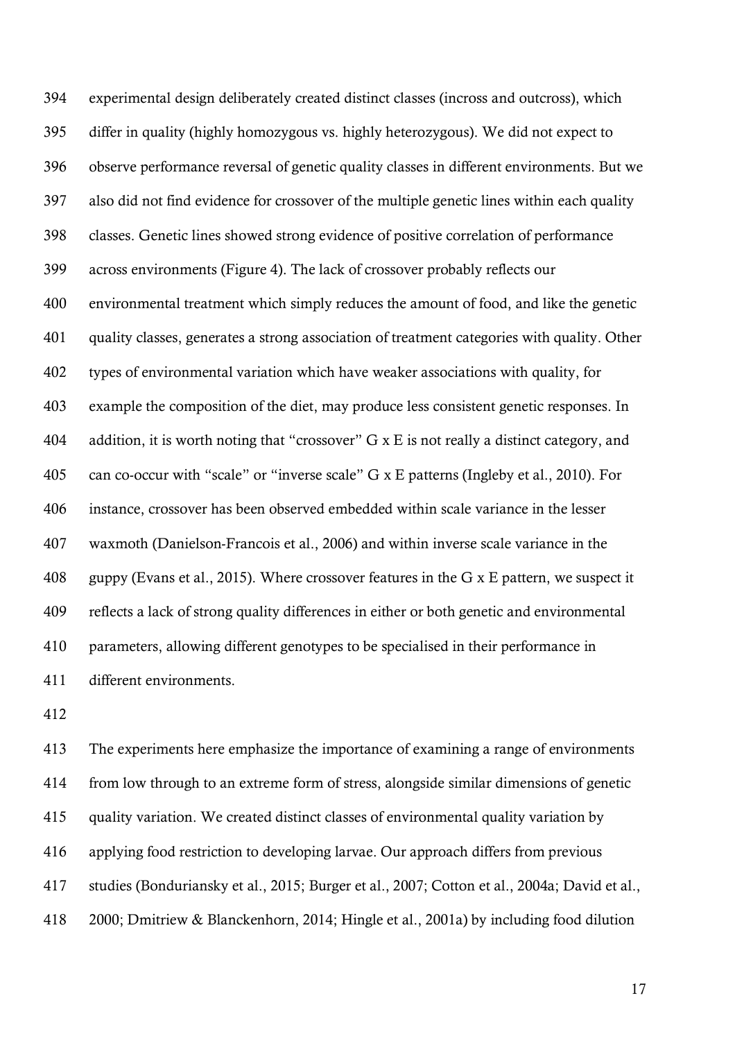experimental design deliberately created distinct classes (incross and outcross), which differ in quality (highly homozygous vs. highly heterozygous). We did not expect to observe performance reversal of genetic quality classes in different environments. But we also did not find evidence for crossover of the multiple genetic lines within each quality classes. Genetic lines showed strong evidence of positive correlation of performance across environments (Figure 4). The lack of crossover probably reflects our environmental treatment which simply reduces the amount of food, and like the genetic quality classes, generates a strong association of treatment categories with quality. Other types of environmental variation which have weaker associations with quality, for example the composition of the diet, may produce less consistent genetic responses. In addition, it is worth noting that "crossover" G x E is not really a distinct category, and can co-occur with "scale" or "inverse scale" G x E patterns (Ingleby et al., 2010). For instance, crossover has been observed embedded within scale variance in the lesser waxmoth (Danielson-Francois et al., 2006) and within inverse scale variance in the guppy (Evans et al., 2015). Where crossover features in the G x E pattern, we suspect it reflects a lack of strong quality differences in either or both genetic and environmental parameters, allowing different genotypes to be specialised in their performance in different environments.

The experiments here emphasize the importance of examining a range of environments from low through to an extreme form of stress, alongside similar dimensions of genetic quality variation. We created distinct classes of environmental quality variation by applying food restriction to developing larvae. Our approach differs from previous studies (Bonduriansky et al., 2015; Burger et al., 2007; Cotton et al., 2004a; David et al., 2000; Dmitriew & Blanckenhorn, 2014; Hingle et al., 2001a) by including food dilution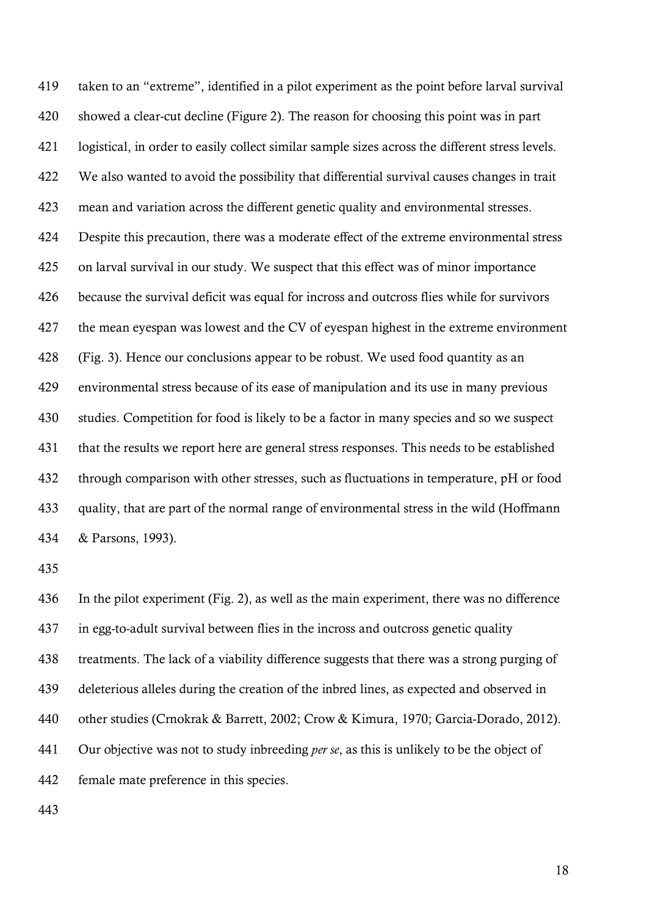taken to an “extreme”, identified in a pilot experiment as the point before larval survival showed a clear-cut decline (Figure 2). The reason for choosing this point was in part logistical, in order to easily collect similar sample sizes across the different stress levels. We also wanted to avoid the possibility that differential survival causes changes in trait mean and variation across the different genetic quality and environmental stresses. Despite this precaution, there was a moderate effect of the extreme environmental stress on larval survival in our study. We suspect that this effect was of minor importance because the survival deficit was equal for incross and outcross flies while for survivors the mean eyespan was lowest and the CV of eyespan highest in the extreme environment (Fig. 3). Hence our conclusions appear to be robust. We used food quantity as an environmental stress because of its ease of manipulation and its use in many previous studies. Competition for food is likely to be a factor in many species and so we suspect that the results we report here are general stress responses. This needs to be established through comparison with other stresses, such as fluctuations in temperature, pH or food quality, that are part of the normal range of environmental stress in the wild (Hoffmann & Parsons, 1993).

In the pilot experiment (Fig. 2), as well as the main experiment, there was no difference in egg-to-adult survival between flies in the incross and outcross genetic quality treatments. The lack of a viability difference suggests that there was a strong purging of deleterious alleles during the creation of the inbred lines, as expected and observed in other studies (Crnokrak & Barrett, 2002; Crow & Kimura, 1970; Garcia-Dorado, 2012). Our objective was not to study inbreeding *per se*, as this is unlikely to be the object of female mate preference in this species.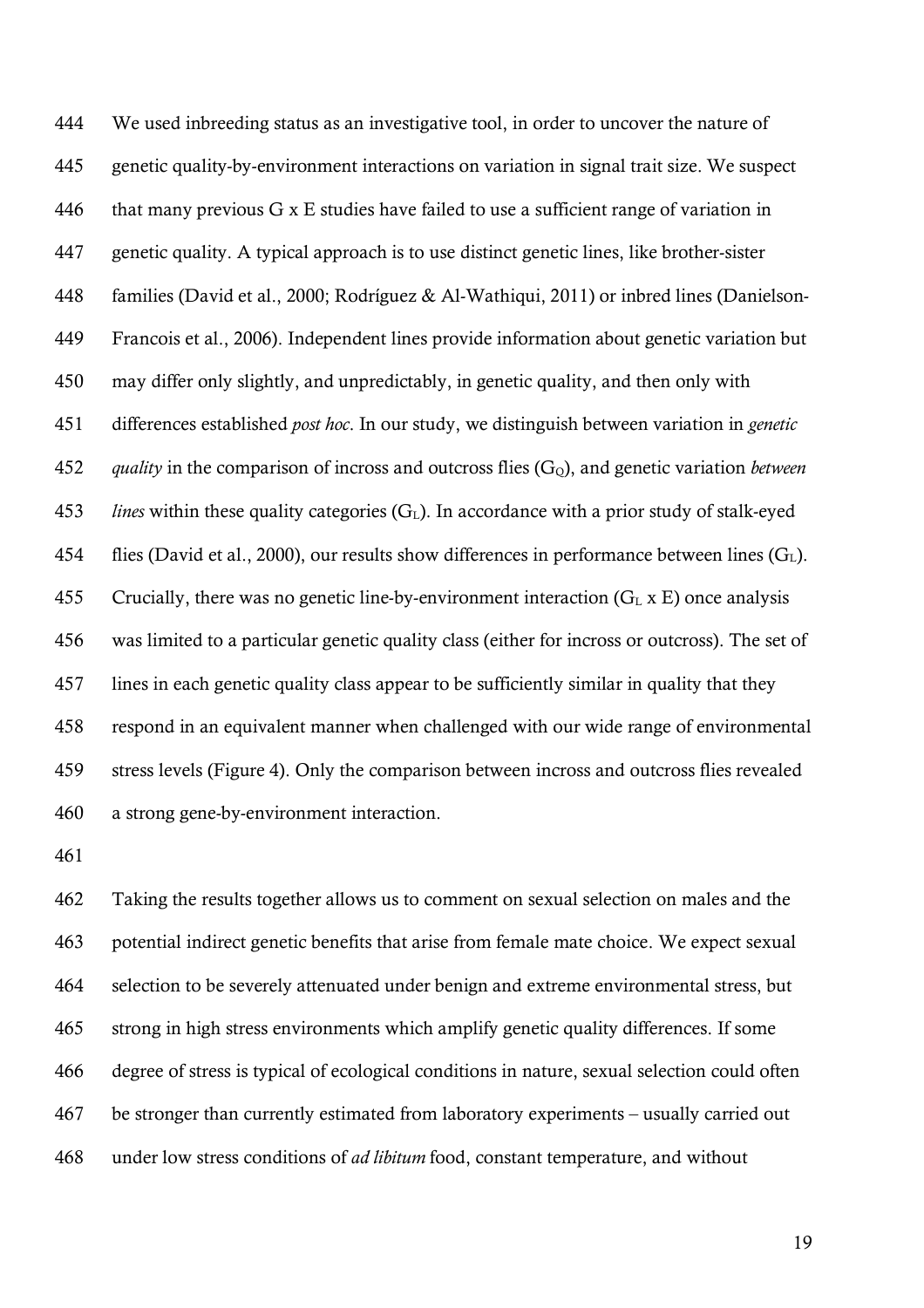We used inbreeding status as an investigative tool, in order to uncover the nature of genetic quality-by-environment interactions on variation in signal trait size. We suspect that many previous G x E studies have failed to use a sufficient range of variation in genetic quality. A typical approach is to use distinct genetic lines, like brother-sister families (David et al., 2000; Rodríguez & Al-Wathiqui, 2011) or inbred lines (Danielson-Francois et al., 2006). Independent lines provide information about genetic variation but may differ only slightly, and unpredictably, in genetic quality, and then only with differences established *post hoc*. In our study, we distinguish between variation in *genetic quality* in the comparison of incross and outcross flies ($G_Q$), and genetic variation *between lines* within these quality categories ($G_L$). In accordance with a prior study of stalk-eyed flies (David et al., 2000), our results show differences in performance between lines ($G_L$). Crucially, there was no genetic line-by-environment interaction ($G_L$ x E) once analysis was limited to a particular genetic quality class (either for incross or outcross). The set of lines in each genetic quality class appear to be sufficiently similar in quality that they respond in an equivalent manner when challenged with our wide range of environmental stress levels (Figure 4). Only the comparison between incross and outcross flies revealed a strong gene-by-environment interaction.

Taking the results together allows us to comment on sexual selection on males and the potential indirect genetic benefits that arise from female mate choice. We expect sexual selection to be severely attenuated under benign and extreme environmental stress, but strong in high stress environments which amplify genetic quality differences. If some degree of stress is typical of ecological conditions in nature, sexual selection could often be stronger than currently estimated from laboratory experiments – usually carried out under low stress conditions of *ad libitum* food, constant temperature, and without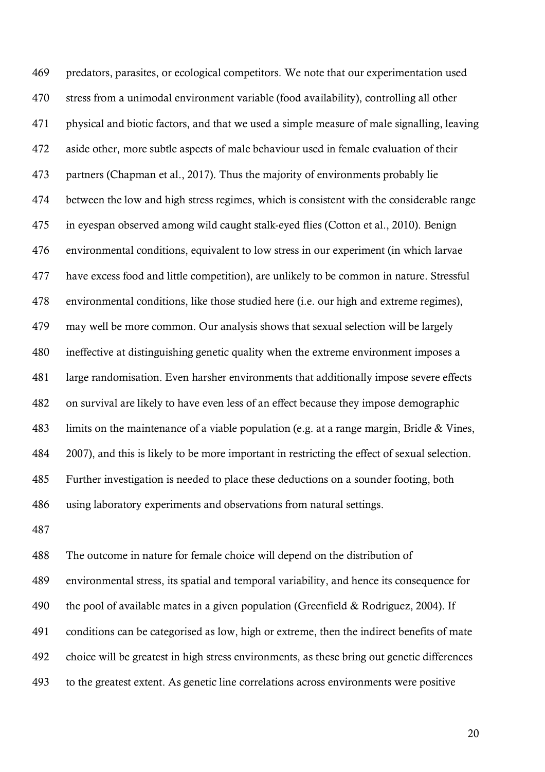predators, parasites, or ecological competitors. We note that our experimentation used stress from a unimodal environment variable (food availability), controlling all other physical and biotic factors, and that we used a simple measure of male signalling, leaving aside other, more subtle aspects of male behaviour used in female evaluation of their partners (Chapman et al., 2017). Thus the majority of environments probably lie between the low and high stress regimes, which is consistent with the considerable range in eyespan observed among wild caught stalk-eyed flies (Cotton et al., 2010). Benign environmental conditions, equivalent to low stress in our experiment (in which larvae have excess food and little competition), are unlikely to be common in nature. Stressful environmental conditions, like those studied here (i.e. our high and extreme regimes), may well be more common. Our analysis shows that sexual selection will be largely ineffective at distinguishing genetic quality when the extreme environment imposes a large randomisation. Even harsher environments that additionally impose severe effects on survival are likely to have even less of an effect because they impose demographic limits on the maintenance of a viable population (e.g. at a range margin, Bridle & Vines, 2007), and this is likely to be more important in restricting the effect of sexual selection. Further investigation is needed to place these deductions on a sounder footing, both using laboratory experiments and observations from natural settings.

The outcome in nature for female choice will depend on the distribution of environmental stress, its spatial and temporal variability, and hence its consequence for the pool of available mates in a given population (Greenfield & Rodriguez, 2004). If conditions can be categorised as low, high or extreme, then the indirect benefits of mate choice will be greatest in high stress environments, as these bring out genetic differences to the greatest extent. As genetic line correlations across environments were positive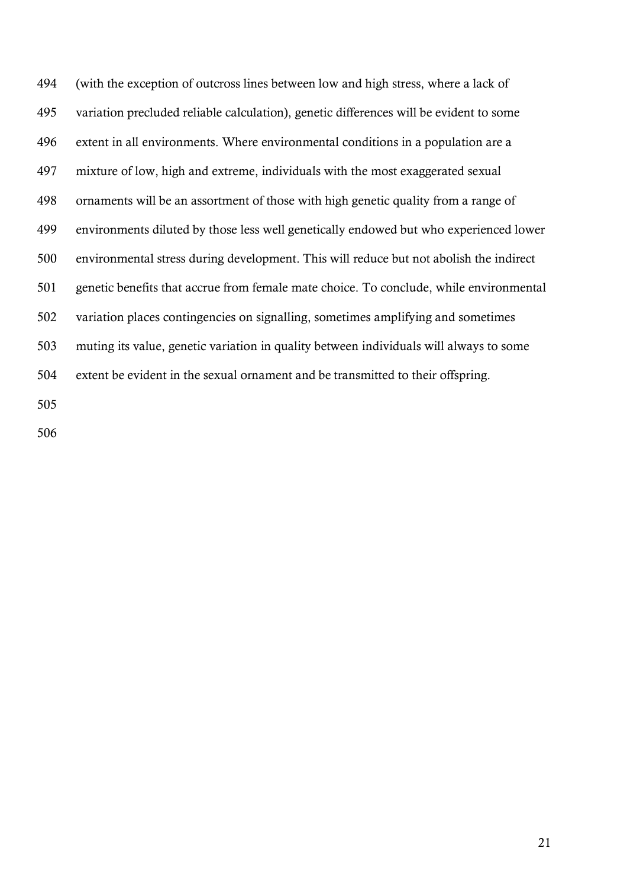(with the exception of outcross lines between low and high stress, where a lack of variation precluded reliable calculation), genetic differences will be evident to some extent in all environments. Where environmental conditions in a population are a mixture of low, high and extreme, individuals with the most exaggerated sexual ornaments will be an assortment of those with high genetic quality from a range of environments diluted by those less well genetically endowed but who experienced lower environmental stress during development. This will reduce but not abolish the indirect genetic benefits that accrue from female mate choice. To conclude, while environmental variation places contingencies on signalling, sometimes amplifying and sometimes muting its value, genetic variation in quality between individuals will always to some extent be evident in the sexual ornament and be transmitted to their offspring.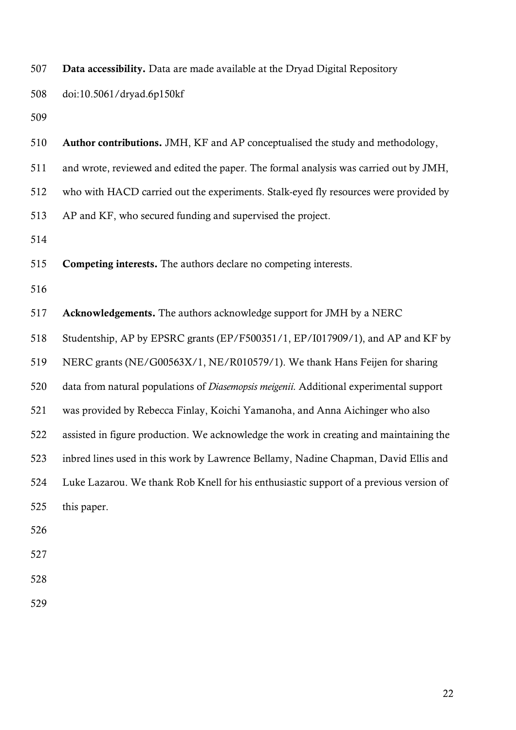**Data accessibility.** Data are made available at the Dryad Digital Repository doi:10.5061/dryad.6p150kf

**Author contributions.** JMH, KF and AP conceptualised the study and methodology, and wrote, reviewed and edited the paper. The formal analysis was carried out by JMH, who with HACD carried out the experiments. Stalk-eyed fly resources were provided by AP and KF, who secured funding and supervised the project.

**Competing interests.** The authors declare no competing interests.

**Acknowledgements.** The authors acknowledge support for JMH by a NERC Studentship, AP by EPSRC grants (EP/F500351/1, EP/I017909/1), and AP and KF by NERC grants (NE/G00563X/1, NE/R010579/1). We thank Hans Feijen for sharing data from natural populations of *Diasemopsis meigenii.* Additional experimental support was provided by Rebecca Finlay, Koichi Yamanoha, and Anna Aichinger who also assisted in figure production. We acknowledge the work in creating and maintaining the inbred lines used in this work by Lawrence Bellamy, Nadine Chapman, David Ellis and Luke Lazarou. We thank Rob Knell for his enthusiastic support of a previous version of this paper.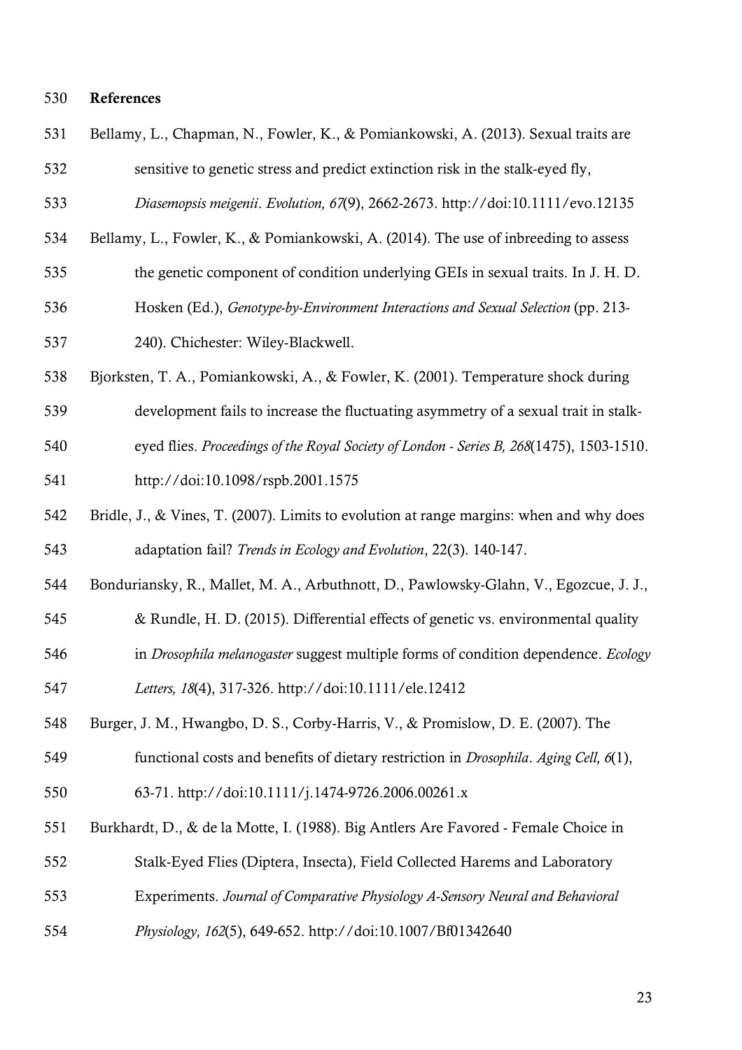## References

Bellamy, L., Chapman, N., Fowler, K., & Pomiankowski, A. (2013). Sexual traits are sensitive to genetic stress and predict extinction risk in the stalk-eyed fly, *Diasemopsis meigenii*. *Evolution, 67*(9), 2662-2673. http://doi:10.1111/evo.12135

Bellamy, L., Fowler, K., & Pomiankowski, A. (2014). The use of inbreeding to assess the genetic component of condition underlying GEIs in sexual traits. In J. H. D. Hosken (Ed.), *Genotype-by-Environment Interactions and Sexual Selection* (pp. 213-240). Chichester: Wiley-Blackwell.

Bjorksten, T. A., Pomiankowski, A., & Fowler, K. (2001). Temperature shock during development fails to increase the fluctuating asymmetry of a sexual trait in stalk-eyed flies. *Proceedings of the Royal Society of London - Series B, 268*(1475), 1503-1510. http://doi:10.1098/rspb.2001.1575

Bridle, J., & Vines, T. (2007). Limits to evolution at range margins: when and why does adaptation fail? *Trends in Ecology and Evolution*, 22(3). 140-147.

Bonduriansky, R., Mallet, M. A., Arbuthnott, D., Pawlowsky-Glahn, V., Egozcue, J. J., & Rundle, H. D. (2015). Differential effects of genetic vs. environmental quality in *Drosophila melanogaster* suggest multiple forms of condition dependence. *Ecology Letters, 18*(4), 317-326. http://doi:10.1111/ele.12412

Burger, J. M., Hwangbo, D. S., Corby-Harris, V., & Promislow, D. E. (2007). The functional costs and benefits of dietary restriction in *Drosophila*. *Aging Cell, 6*(1), 63-71. http://doi:10.1111/j.1474-9726.2006.00261.x

Burkhardt, D., & de la Motte, I. (1988). Big Antlers Are Favored - Female Choice in Stalk-Eyed Flies (Diptera, Insecta), Field Collected Harems and Laboratory Experiments. *Journal of Comparative Physiology A-Sensory Neural and Behavioral Physiology, 162*(5), 649-652. http://doi:10.1007/Bf01342640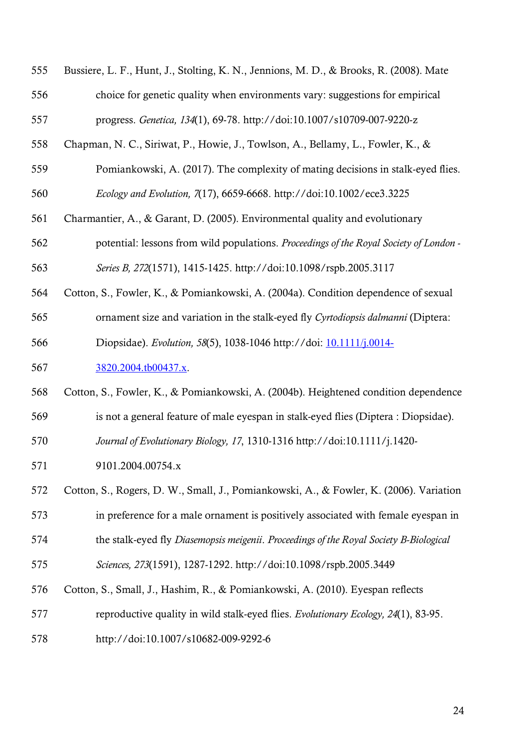Bussiere, L. F., Hunt, J., Stolting, K. N., Jennions, M. D., & Brooks, R. (2008). Mate choice for genetic quality when environments vary: suggestions for empirical progress. *Genetica, 134*(1), 69-78. http://doi:10.1007/s10709-007-9220-z

Chapman, N. C., Siriwat, P., Howie, J., Towlson, A., Bellamy, L., Fowler, K., & Pomiankowski, A. (2017). The complexity of mating decisions in stalk-eyed flies. *Ecology and Evolution, 7*(17), 6659-6668. http://doi:10.1002/ece3.3225

Charmantier, A., & Garant, D. (2005). Environmental quality and evolutionary potential: lessons from wild populations. *Proceedings of the Royal Society of London - Series B, 272*(1571), 1415-1425. http://doi:10.1098/rspb.2005.3117

Cotton, S., Fowler, K., & Pomiankowski, A. (2004a). Condition dependence of sexual ornament size and variation in the stalk-eyed fly *Cyrtodiopsis dalmanni* (Diptera: Diopsidae). *Evolution, 58*(5), 1038-1046 http://doi: 10.1111/j.0014-3820.2004.tb00437.x.

Cotton, S., Fowler, K., & Pomiankowski, A. (2004b). Heightened condition dependence is not a general feature of male eyespan in stalk-eyed flies (Diptera : Diopsidae). *Journal of Evolutionary Biology, 17*, 1310-1316 http://doi:10.1111/j.1420-9101.2004.00754.x

Cotton, S., Rogers, D. W., Small, J., Pomiankowski, A., & Fowler, K. (2006). Variation in preference for a male ornament is positively associated with female eyespan in the stalk-eyed fly *Diasemopsis meigenii*. *Proceedings of the Royal Society B-Biological Sciences, 273*(1591), 1287-1292. http://doi:10.1098/rspb.2005.3449

Cotton, S., Small, J., Hashim, R., & Pomiankowski, A. (2010). Eyespan reflects reproductive quality in wild stalk-eyed flies. *Evolutionary Ecology, 24*(1), 83-95. http://doi:10.1007/s10682-009-9292-6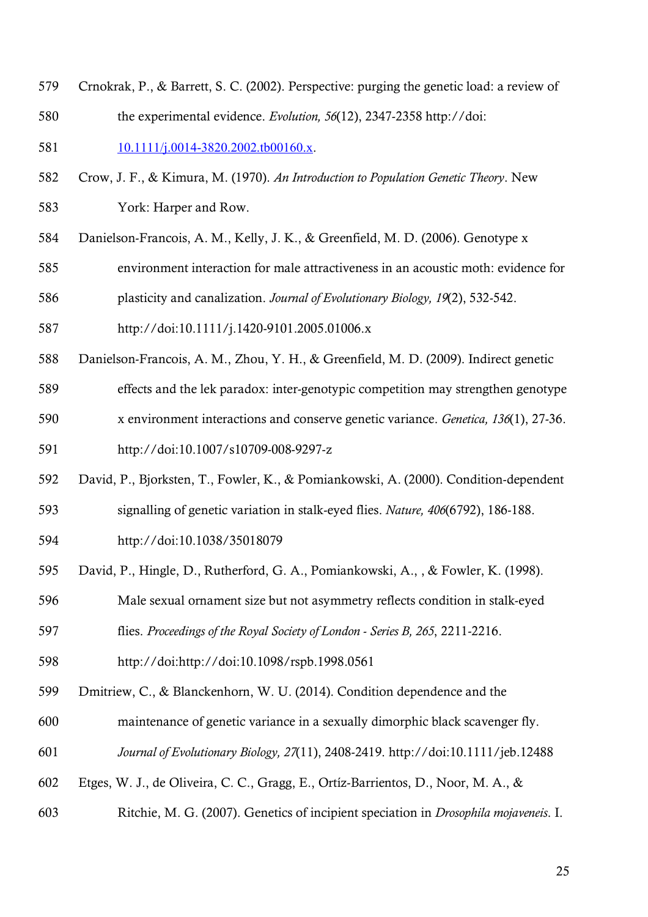579 Crnokrak, P., & Barrett, S. C. (2002). Perspective: purging the genetic load: a review of
580 the experimental evidence. *Evolution, 56*(12), 2347-2358 http://doi:
581 10.1111/j.0014-3820.2002.tb00160.x.

582 Crow, J. F., & Kimura, M. (1970). *An Introduction to Population Genetic Theory*. New
583 York: Harper and Row.

584 Danielson-Francois, A. M., Kelly, J. K., & Greenfield, M. D. (2006). Genotype x
585 environment interaction for male attractiveness in an acoustic moth: evidence for
586 plasticity and canalization. *Journal of Evolutionary Biology, 19*(2), 532-542.
587 http://doi:10.1111/j.1420-9101.2005.01006.x

588 Danielson-Francois, A. M., Zhou, Y. H., & Greenfield, M. D. (2009). Indirect genetic
589 effects and the lek paradox: inter-genotypic competition may strengthen genotype
590 x environment interactions and conserve genetic variance. *Genetica, 136*(1), 27-36.
591 http://doi:10.1007/s10709-008-9297-z

592 David, P., Bjorksten, T., Fowler, K., & Pomiankowski, A. (2000). Condition-dependent
593 signalling of genetic variation in stalk-eyed flies. *Nature, 406*(6792), 186-188.
594 http://doi:10.1038/35018079

595 David, P., Hingle, D., Rutherford, G. A., Pomiankowski, A., , & Fowler, K. (1998).
596 Male sexual ornament size but not asymmetry reflects condition in stalk-eyed
597 flies. *Proceedings of the Royal Society of London - Series B, 265*, 2211-2216.
598 http://doi:http://doi:10.1098/rspb.1998.0561

599 Dmitriew, C., & Blanckenhorn, W. U. (2014). Condition dependence and the
600 maintenance of genetic variance in a sexually dimorphic black scavenger fly.
601 *Journal of Evolutionary Biology, 27*(11), 2408-2419. http://doi:10.1111/jeb.12488

602 Etges, W. J., de Oliveira, C. C., Gragg, E., Ortíz-Barrientos, D., Noor, M. A., &
603 Ritchie, M. G. (2007). Genetics of incipient speciation in *Drosophila mojavensis*. I.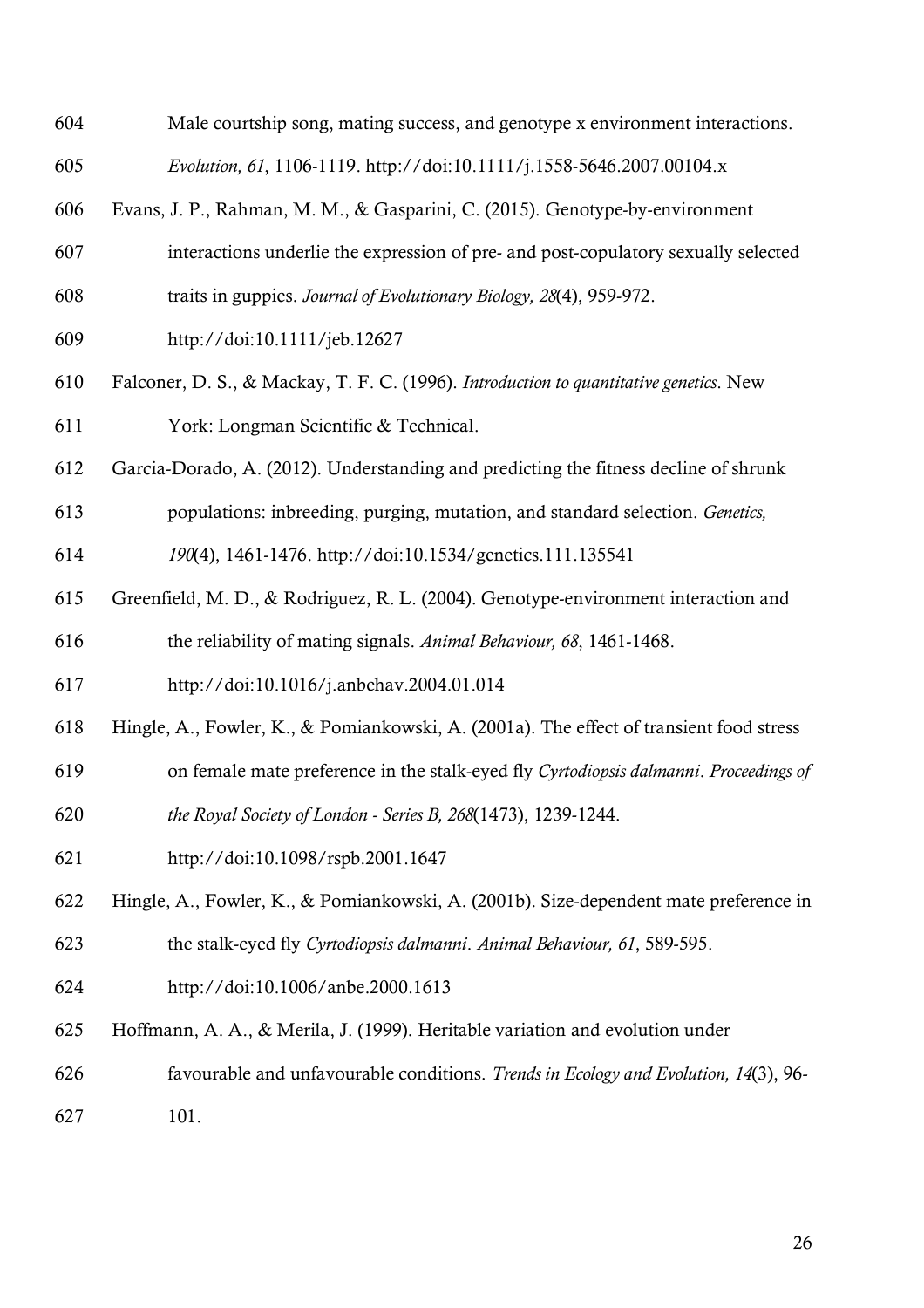Male courtship song, mating success, and genotype x environment interactions. *Evolution, 61*, 1106-1119. http://doi:10.1111/j.1558-5646.2007.00104.x

Evans, J. P., Rahman, M. M., & Gasparini, C. (2015). Genotype-by-environment interactions underlie the expression of pre- and post-copulatory sexually selected traits in guppies. *Journal of Evolutionary Biology, 28*(4), 959-972. http://doi:10.1111/jeb.12627

Falconer, D. S., & Mackay, T. F. C. (1996). *Introduction to quantitative genetics*. New York: Longman Scientific & Technical.

Garcia-Dorado, A. (2012). Understanding and predicting the fitness decline of shrunk populations: inbreeding, purging, mutation, and standard selection. *Genetics, 190*(4), 1461-1476. http://doi:10.1534/genetics.111.135541

Greenfield, M. D., & Rodriguez, R. L. (2004). Genotype-environment interaction and the reliability of mating signals. *Animal Behaviour, 68*, 1461-1468. http://doi:10.1016/j.anbehav.2004.01.014

Hingle, A., Fowler, K., & Pomiankowski, A. (2001a). The effect of transient food stress on female mate preference in the stalk-eyed fly *Cyrtodiopsis dalmanni*. *Proceedings of the Royal Society of London - Series B, 268*(1473), 1239-1244. http://doi:10.1098/rspb.2001.1647

Hingle, A., Fowler, K., & Pomiankowski, A. (2001b). Size-dependent mate preference in the stalk-eyed fly *Cyrtodiopsis dalmanni*. *Animal Behaviour, 61*, 589-595. http://doi:10.1006/anbe.2000.1613

Hoffmann, A. A., & Merila, J. (1999). Heritable variation and evolution under favourable and unfavourable conditions. *Trends in Ecology and Evolution, 14*(3), 96-101.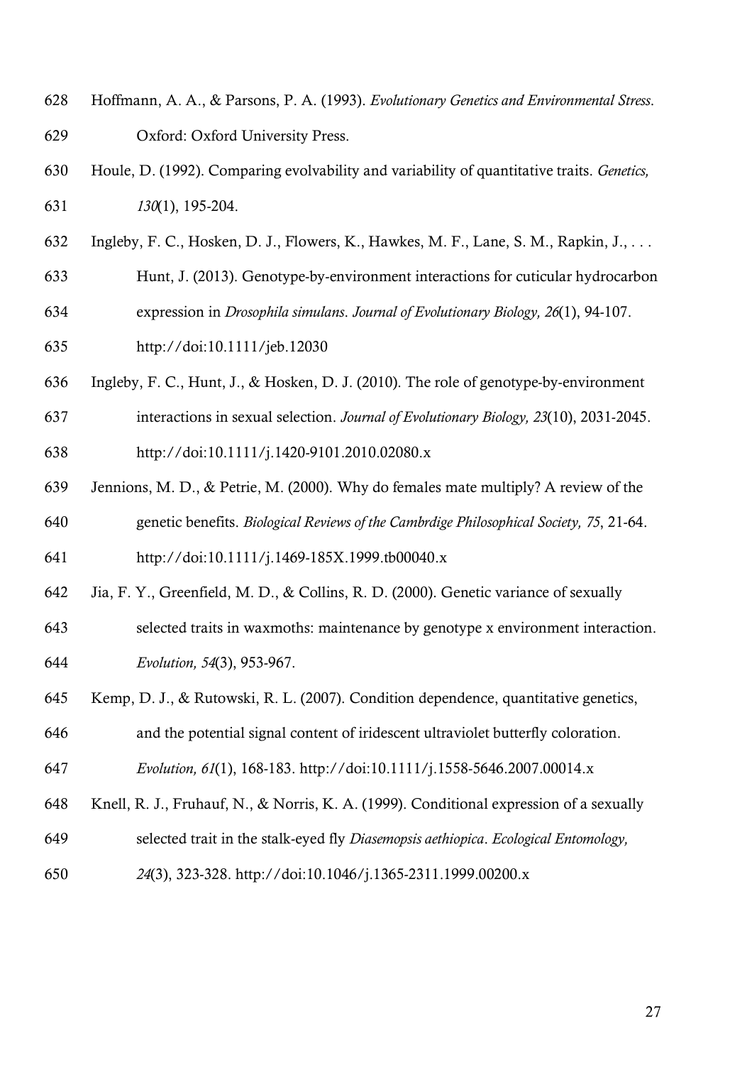Hoffmann, A. A., & Parsons, P. A. (1993). *Evolutionary Genetics and Environmental Stress*. Oxford: Oxford University Press.

Houle, D. (1992). Comparing evolvability and variability of quantitative traits. *Genetics, 130*(1), 195-204.

Ingleby, F. C., Hosken, D. J., Flowers, K., Hawkes, M. F., Lane, S. M., Rapkin, J., . . . Hunt, J. (2013). Genotype-by-environment interactions for cuticular hydrocarbon expression in *Drosophila simulans*. *Journal of Evolutionary Biology, 26*(1), 94-107. http://doi:10.1111/jeb.12030

Ingleby, F. C., Hunt, J., & Hosken, D. J. (2010). The role of genotype-by-environment interactions in sexual selection. *Journal of Evolutionary Biology, 23*(10), 2031-2045. http://doi:10.1111/j.1420-9101.2010.02080.x

Jennions, M. D., & Petrie, M. (2000). Why do females mate multiply? A review of the genetic benefits. *Biological Reviews of the Cambrdige Philosophical Society, 75*, 21-64. http://doi:10.1111/j.1469-185X.1999.tb00040.x

Jia, F. Y., Greenfield, M. D., & Collins, R. D. (2000). Genetic variance of sexually selected traits in waxmoths: maintenance by genotype x environment interaction. *Evolution, 54*(3), 953-967.

Kemp, D. J., & Rutowski, R. L. (2007). Condition dependence, quantitative genetics, and the potential signal content of iridescent ultraviolet butterfly coloration. *Evolution, 61*(1), 168-183. http://doi:10.1111/j.1558-5646.2007.00014.x

Knell, R. J., Fruhauf, N., & Norris, K. A. (1999). Conditional expression of a sexually selected trait in the stalk-eyed fly *Diasemopsis aethiopica*. *Ecological Entomology, 24*(3), 323-328. http://doi:10.1046/j.1365-2311.1999.00200.x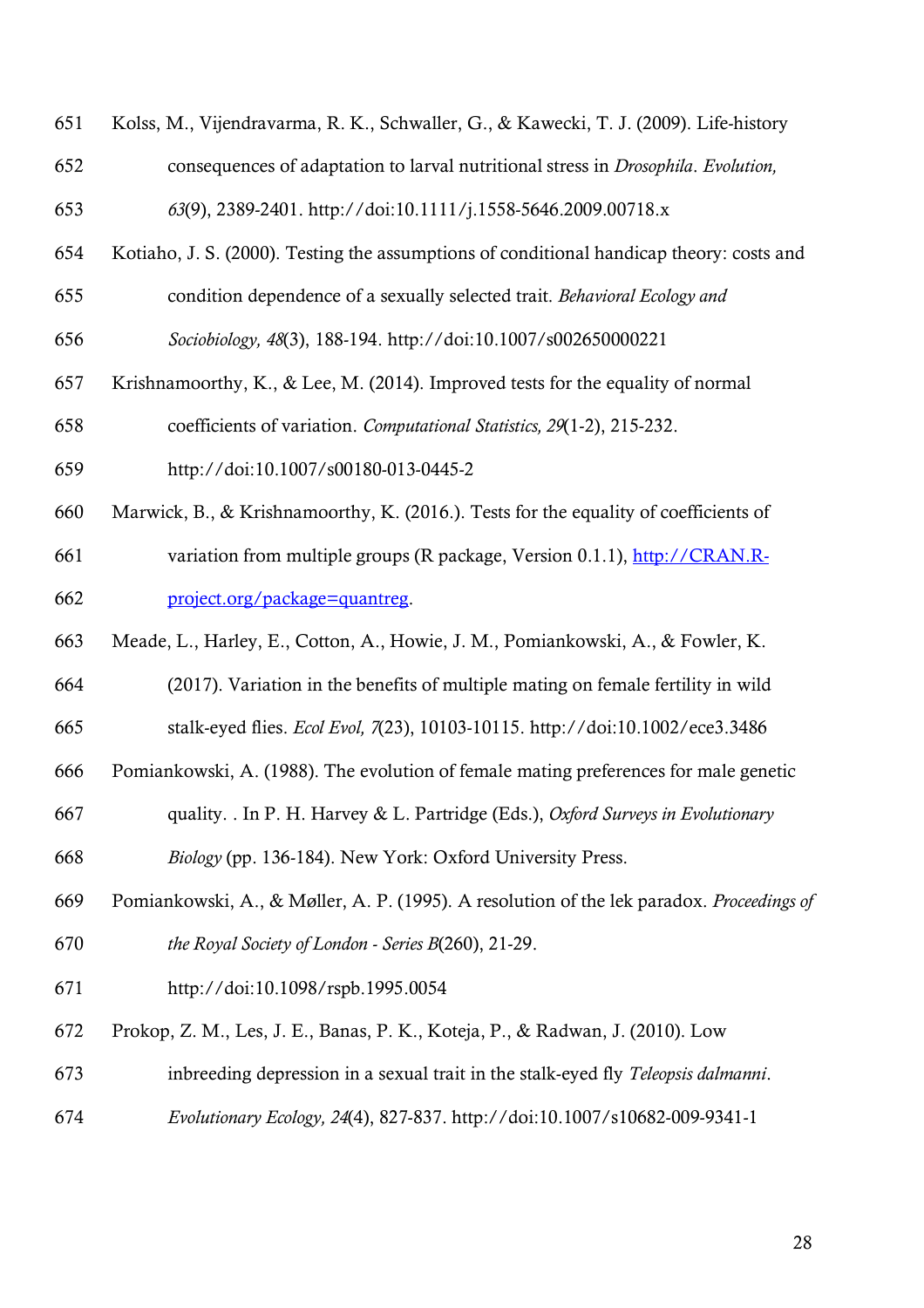651 Kolss, M., Vijendravarma, R. K., Schwaller, G., & Kawecki, T. J. (2009). Life-history

652 consequences of adaptation to larval nutritional stress in *Drosophila*. *Evolution,*

653 *63*(9), 2389-2401. http://doi:10.1111/j.1558-5646.2009.00718.x

654 Kotiaho, J. S. (2000). Testing the assumptions of conditional handicap theory: costs and

655 condition dependence of a sexually selected trait. *Behavioral Ecology and*

656 *Sociobiology, 48*(3), 188-194. http://doi:10.1007/s002650000221

657 Krishnamoorthy, K., & Lee, M. (2014). Improved tests for the equality of normal

658 coefficients of variation. *Computational Statistics, 29*(1-2), 215-232.

659 http://doi:10.1007/s00180-013-0445-2

660 Marwick, B., & Krishnamoorthy, K. (2016.). Tests for the equality of coefficients of

661 variation from multiple groups (R package, Version 0.1.1), [http://CRAN.R-

662 project.org/package=quantreg](http://CRAN.R-project.org/package=quantreg).

663 Meade, L., Harley, E., Cotton, A., Howie, J. M., Pomiankowski, A., & Fowler, K.

664 (2017). Variation in the benefits of multiple mating on female fertility in wild

665 stalk-eyed flies. *Ecol Evol, 7*(23), 10103-10115. http://doi:10.1002/ece3.3486

666 Pomiankowski, A. (1988). The evolution of female mating preferences for male genetic

667 quality. . In P. H. Harvey & L. Partridge (Eds.), *Oxford Surveys in Evolutionary*

668 *Biology* (pp. 136-184). New York: Oxford University Press.

669 Pomiankowski, A., & Møller, A. P. (1995). A resolution of the lek paradox. *Proceedings of*

670 *the Royal Society of London - Series B*(260), 21-29.

671 http://doi:10.1098/rspb.1995.0054

672 Prokop, Z. M., Les, J. E., Banas, P. K., Koteja, P., & Radwan, J. (2010). Low

673 inbreeding depression in a sexual trait in the stalk-eyed fly *Teleopsis dalmanni*.

674 *Evolutionary Ecology, 24*(4), 827-837. http://doi:10.1007/s10682-009-9341-1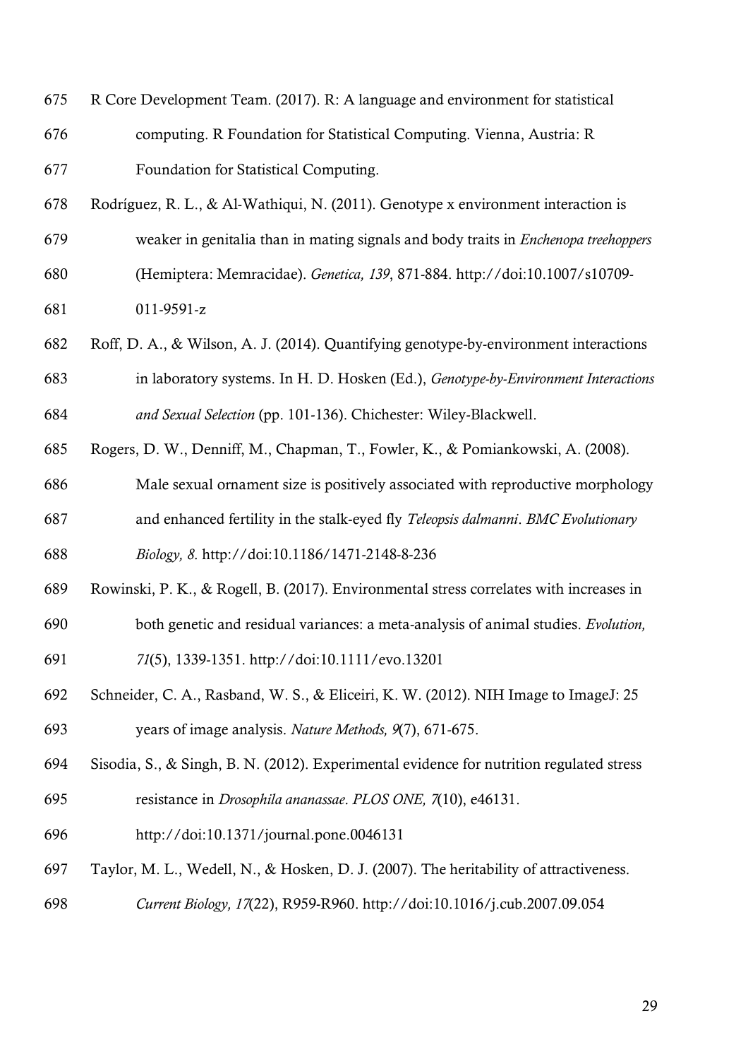R Core Development Team. (2017). R: A language and environment for statistical computing. R Foundation for Statistical Computing. Vienna, Austria: R Foundation for Statistical Computing.

Rodríguez, R. L., & Al-Wathiqui, N. (2011). Genotype x environment interaction is weaker in genitalia than in mating signals and body traits in *Enchenopa treehoppers* (Hemiptera: Memracidae). *Genetica, 139*, 871-884. http://doi:10.1007/s10709-011-9591-z

Roff, D. A., & Wilson, A. J. (2014). Quantifying genotype-by-environment interactions in laboratory systems. In H. D. Hosken (Ed.), *Genotype-by-Environment Interactions and Sexual Selection* (pp. 101-136). Chichester: Wiley-Blackwell.

Rogers, D. W., Denniff, M., Chapman, T., Fowler, K., & Pomiankowski, A. (2008). Male sexual ornament size is positively associated with reproductive morphology and enhanced fertility in the stalk-eyed fly *Teleopsis dalmanni*. *BMC Evolutionary Biology, 8*. http://doi:10.1186/1471-2148-8-236

Rowinski, P. K., & Rogell, B. (2017). Environmental stress correlates with increases in both genetic and residual variances: a meta-analysis of animal studies. *Evolution, 71*(5), 1339-1351. http://doi:10.1111/evo.13201

Schneider, C. A., Rasband, W. S., & Eliceiri, K. W. (2012). NIH Image to ImageJ: 25 years of image analysis. *Nature Methods, 9*(7), 671-675.

Sisodia, S., & Singh, B. N. (2012). Experimental evidence for nutrition regulated stress resistance in *Drosophila ananassae*. *PLOS ONE, 7*(10), e46131. http://doi:10.1371/journal.pone.0046131

Taylor, M. L., Wedell, N., & Hosken, D. J. (2007). The heritability of attractiveness. *Current Biology, 17*(22), R959-R960. http://doi:10.1016/j.cub.2007.09.054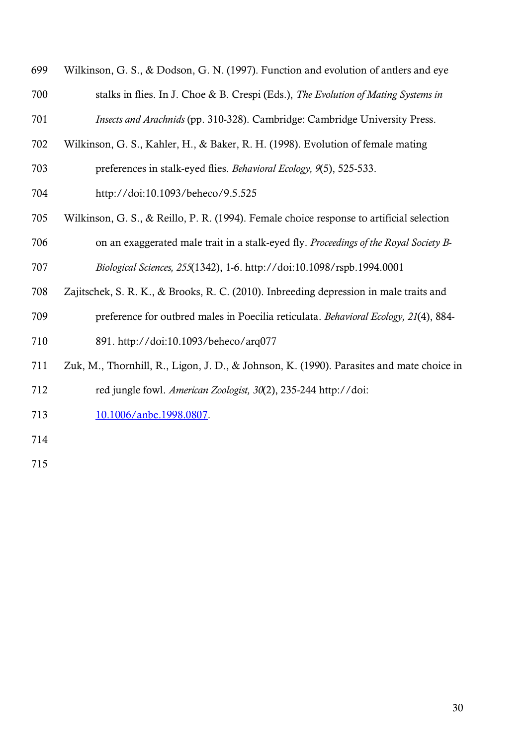Wilkinson, G. S., & Dodson, G. N. (1997). Function and evolution of antlers and eye stalks in flies. In J. Choe & B. Crespi (Eds.), *The Evolution of Mating Systems in Insects and Arachnids* (pp. 310-328). Cambridge: Cambridge University Press.

Wilkinson, G. S., Kahler, H., & Baker, R. H. (1998). Evolution of female mating preferences in stalk-eyed flies. *Behavioral Ecology, 9*(5), 525-533. http://doi:10.1093/beheco/9.5.525

Wilkinson, G. S., & Reillo, P. R. (1994). Female choice response to artificial selection on an exaggerated male trait in a stalk-eyed fly. *Proceedings of the Royal Society B-Biological Sciences, 255*(1342), 1-6. http://doi:10.1098/rspb.1994.0001

Zajitschek, S. R. K., & Brooks, R. C. (2010). Inbreeding depression in male traits and preference for outbred males in Poecilia reticulata. *Behavioral Ecology, 21*(4), 884-891. http://doi:10.1093/beheco/arq077

Zuk, M., Thornhill, R., Ligon, J. D., & Johnson, K. (1990). Parasites and mate choice in red jungle fowl. *American Zoologist, 30*(2), 235-244 http://doi: 10.1006/anbe.1998.0807.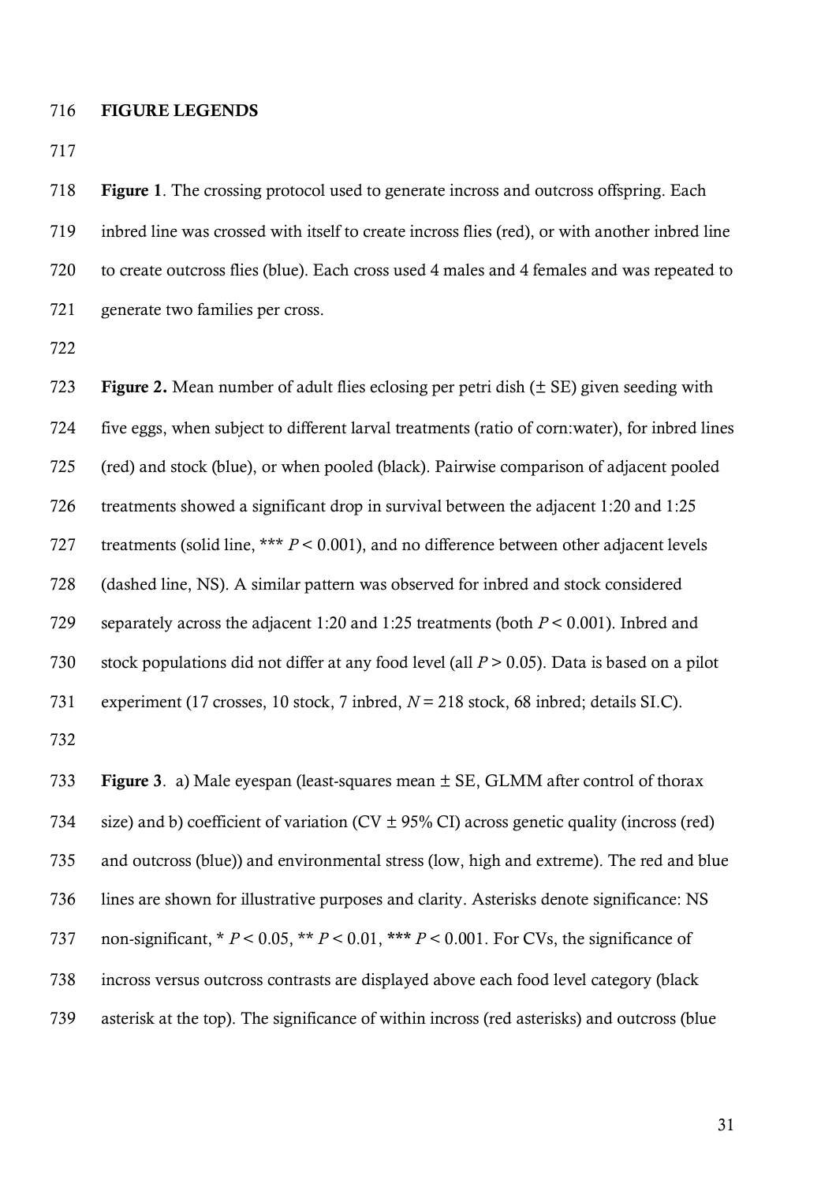## FIGURE LEGENDS

**Figure 1**. The crossing protocol used to generate incross and outcross offspring. Each inbred line was crossed with itself to create incross flies (red), or with another inbred line to create outcross flies (blue). Each cross used 4 males and 4 females and was repeated to generate two families per cross.

**Figure 2.** Mean number of adult flies eclosing per petri dish (± SE) given seeding with five eggs, when subject to different larval treatments (ratio of corn:water), for inbred lines (red) and stock (blue), or when pooled (black). Pairwise comparison of adjacent pooled treatments showed a significant drop in survival between the adjacent 1:20 and 1:25 treatments (solid line, *** $P < 0.001$), and no difference between other adjacent levels (dashed line, NS). A similar pattern was observed for inbred and stock considered separately across the adjacent 1:20 and 1:25 treatments (both $P < 0.001$). Inbred and stock populations did not differ at any food level (all $P > 0.05$). Data is based on a pilot experiment (17 crosses, 10 stock, 7 inbred, $N = 218$ stock, 68 inbred; details SI.C).

**Figure 3**. a) Male eyespan (least-squares mean ± SE, GLMM after control of thorax size) and b) coefficient of variation (CV ± 95% CI) across genetic quality (incross (red) and outcross (blue)) and environmental stress (low, high and extreme). The red and blue lines are shown for illustrative purposes and clarity. Asterisks denote significance: NS non-significant, * $P < 0.05$, ** $P < 0.01$, *** $P < 0.001$. For CVs, the significance of incross versus outcross contrasts are displayed above each food level category (black asterisk at the top). The significance of within incross (red asterisks) and outcross (blue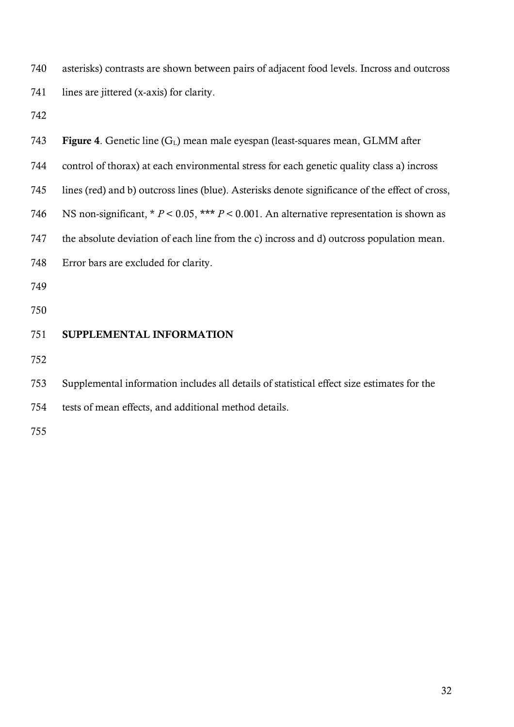asterisks) contrasts are shown between pairs of adjacent food levels. Incross and outcross lines are jittered (x-axis) for clarity.

**Figure 4**. Genetic line ($G_L$) mean male eyespan (least-squares mean, GLMM after control of thorax) at each environmental stress for each genetic quality class a) incross lines (red) and b) outcross lines (blue). Asterisks denote significance of the effect of cross, NS non-significant, * $P < 0.05$, *** $P < 0.001$. An alternative representation is shown as the absolute deviation of each line from the c) incross and d) outcross population mean. Error bars are excluded for clarity.

## SUPPLEMENTAL INFORMATION

Supplemental information includes all details of statistical effect size estimates for the tests of mean effects, and additional method details.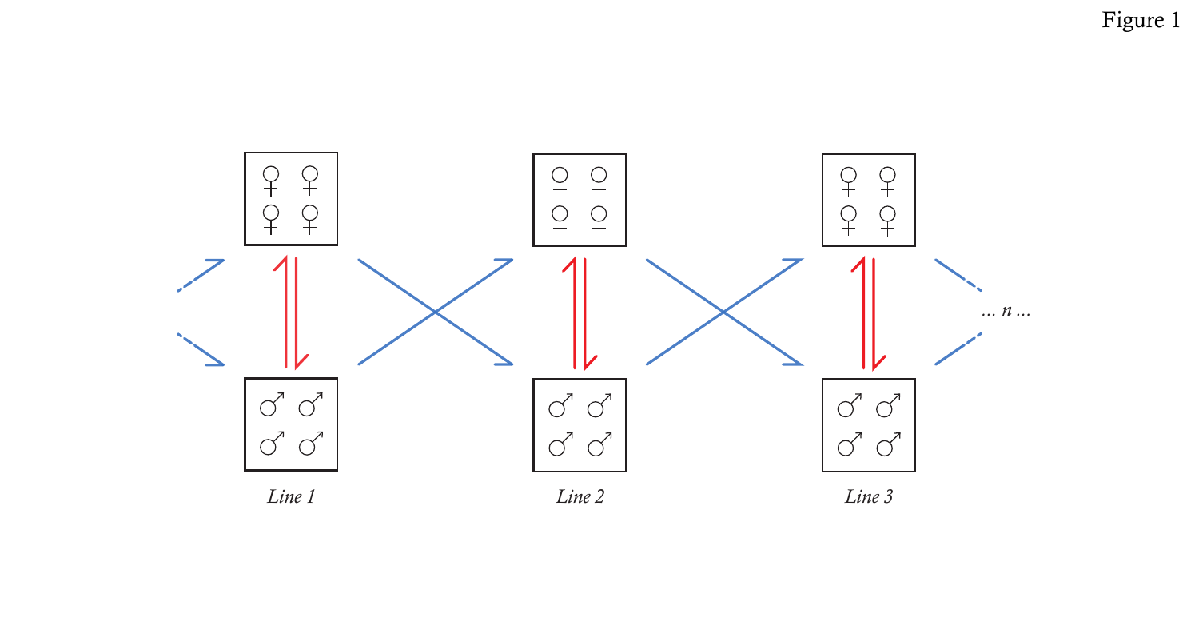Figure 1

Line 1

Line 2

Line 3

... *n* ...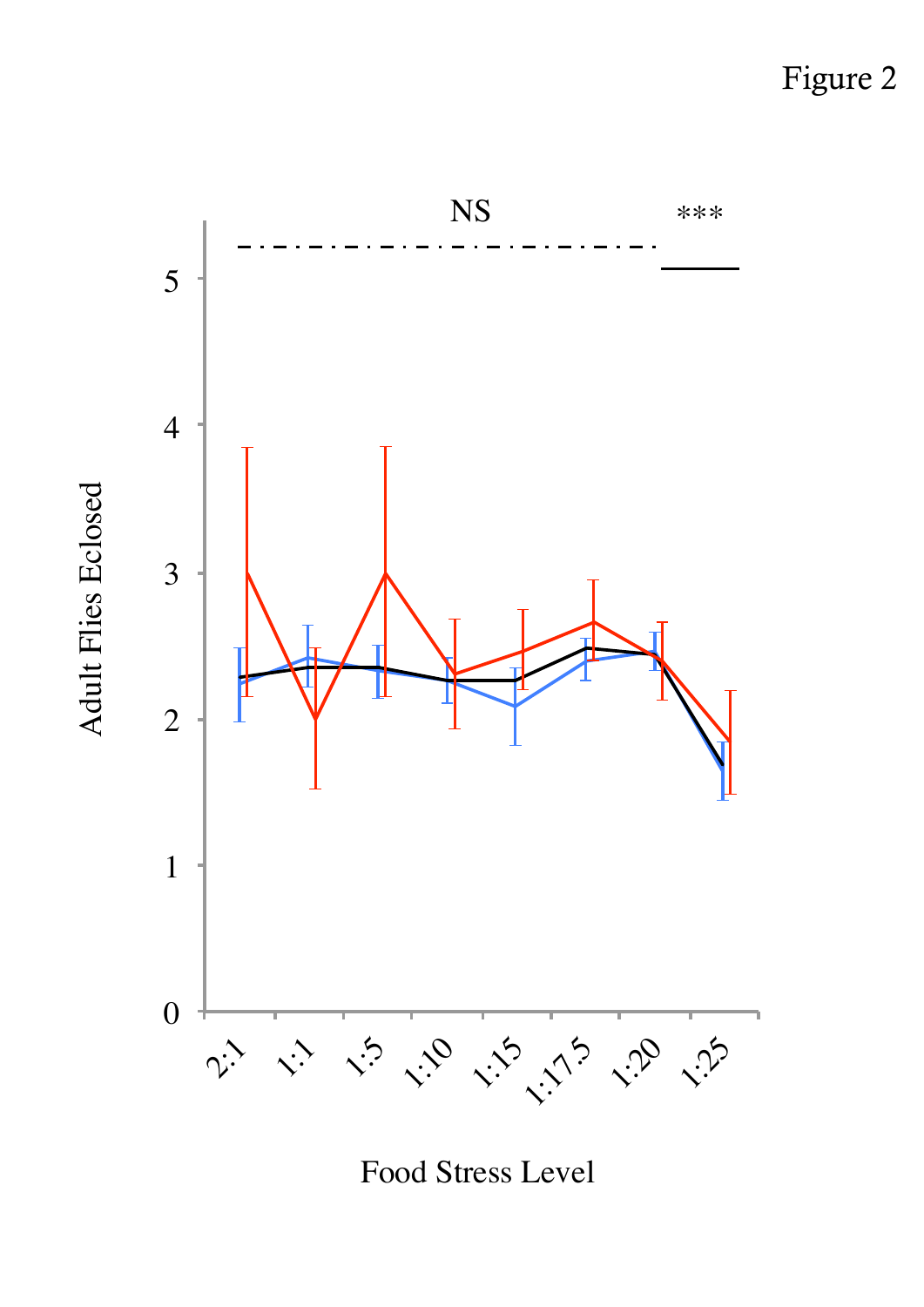Figure 2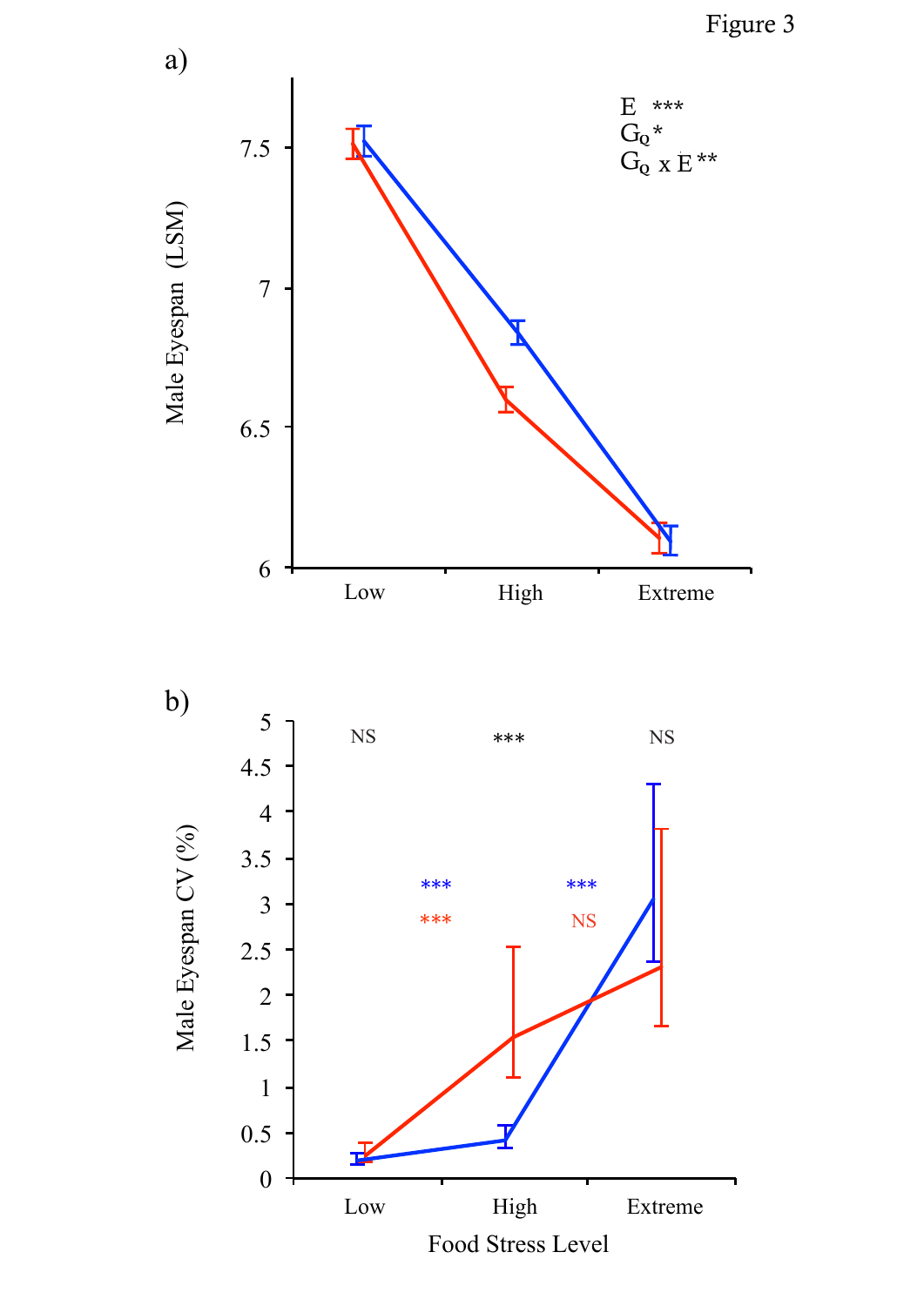Figure 3

a)

E ***
$G_Q$ *
$G_Q$ x E **

Male Eyespan (LSM)

7.5
7
6.5
6

Low High Extreme

b)

NS *** NS

*** ***
*** NS

Male Eyespan CV (%)

5
4.5
4
3.5
3
2.5
2
1.5
1
0.5
0

Low High Extreme

Food Stress Level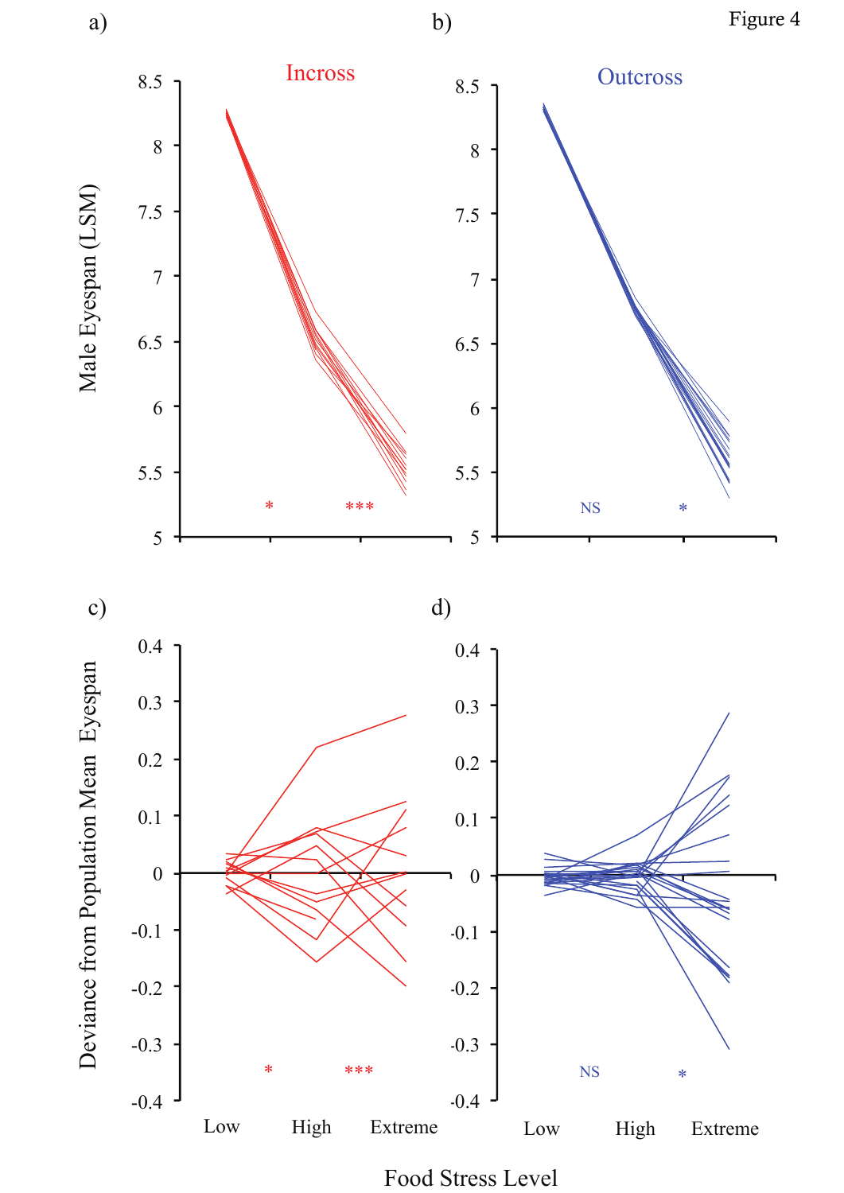Figure 4

a)

Incross

Male Eyespan (LSM)

8.5
8
7.5
7
6.5
6
5.5
5

*
***

b)

Outcross

8.5
8
7.5
7
6.5
6
5.5
5

NS
*

c)

Deviance from Population Mean Eyespan

0.4
0.3
0.2
0.1
0
-0.1
-0.2
-0.3
-0.4

*
***

Low High Extreme

d)

0.4
0.3
0.2
0.1
0
-0.1
-0.2
-0.3
-0.4

NS
*

Low High Extreme

Food Stress Level